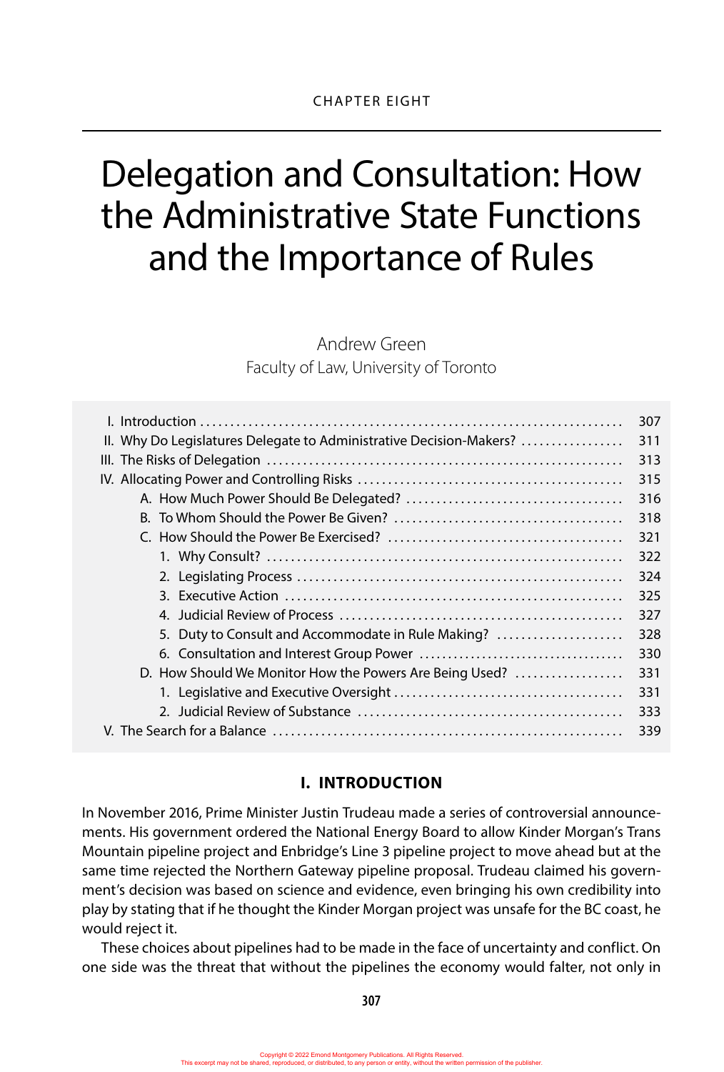CHAPTER EIGHT

# Delegation and Consultation: How the Administrative State Functions and the Importance of Rules

Andrew Green
Faculty of Law, University of Toronto

| | |
|---|---|
| I. Introduction | 307 |
| II. Why Do Legislatures Delegate to Administrative Decision-Makers? | 311 |
| III. The Risks of Delegation | 313 |
| IV. Allocating Power and Controlling Risks | 315 |
| A. How Much Power Should Be Delegated? | 316 |
| B. To Whom Should the Power Be Given? | 318 |
| C. How Should the Power Be Exercised? | 321 |
| 1. Why Consult? | 322 |
| 2. Legislating Process | 324 |
| 3. Executive Action | 325 |
| 4. Judicial Review of Process | 327 |
| 5. Duty to Consult and Accommodate in Rule Making? | 328 |
| 6. Consultation and Interest Group Power | 330 |
| D. How Should We Monitor How the Powers Are Being Used? | 331 |
| 1. Legislative and Executive Oversight | 331 |
| 2. Judicial Review of Substance | 333 |
| V. The Search for a Balance | 339 |

## I. INTRODUCTION

In November 2016, Prime Minister Justin Trudeau made a series of controversial announcements. His government ordered the National Energy Board to allow Kinder Morgan's Trans Mountain pipeline project and Enbridge's Line 3 pipeline project to move ahead but at the same time rejected the Northern Gateway pipeline proposal. Trudeau claimed his government's decision was based on science and evidence, even bringing his own credibility into play by stating that if he thought the Kinder Morgan project was unsafe for the BC coast, he would reject it.

These choices about pipelines had to be made in the face of uncertainty and conflict. On one side was the threat that without the pipelines the economy would falter, not only in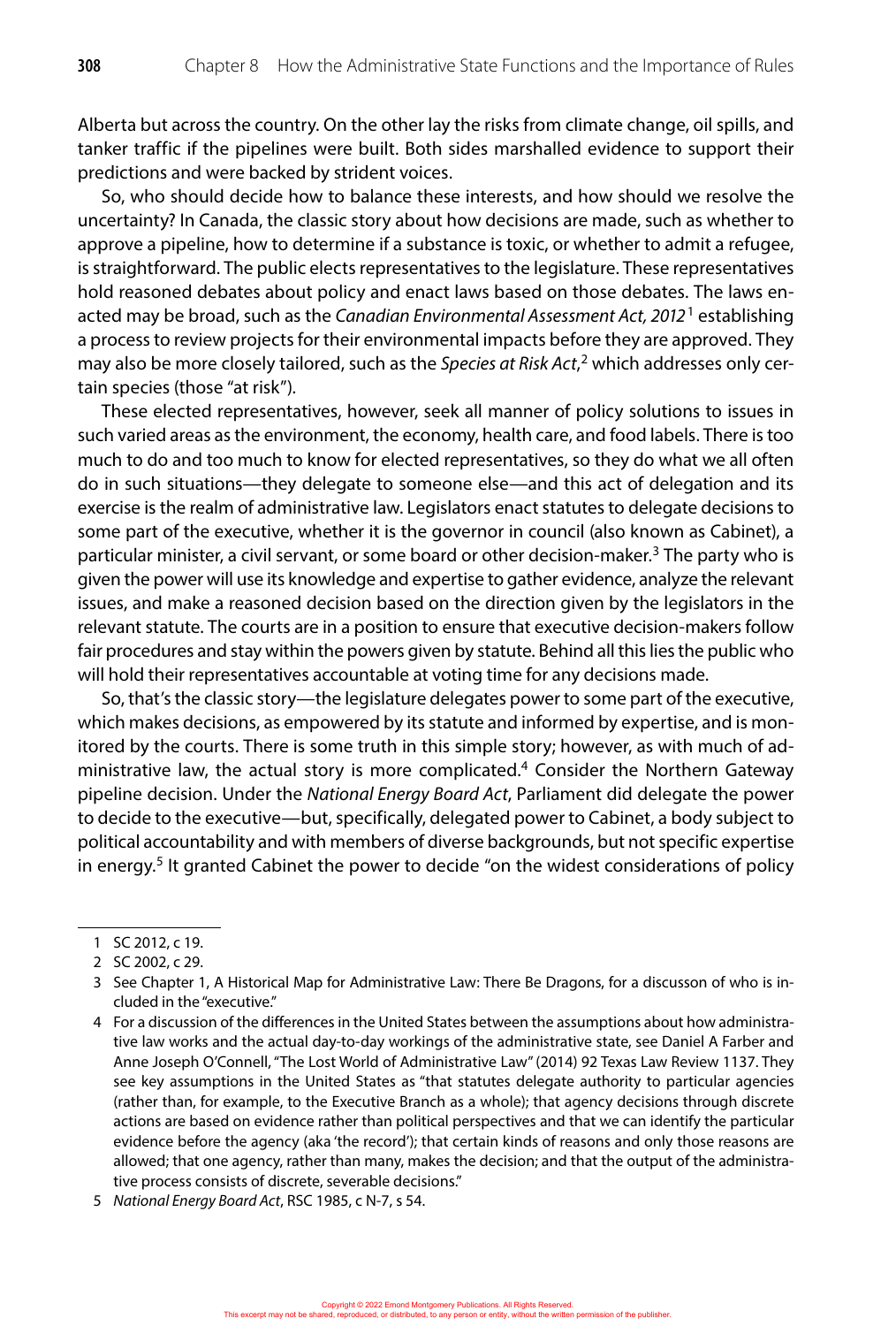Alberta but across the country. On the other lay the risks from climate change, oil spills, and tanker traffic if the pipelines were built. Both sides marshalled evidence to support their predictions and were backed by strident voices.

So, who should decide how to balance these interests, and how should we resolve the uncertainty? In Canada, the classic story about how decisions are made, such as whether to approve a pipeline, how to determine if a substance is toxic, or whether to admit a refugee, is straightforward. The public elects representatives to the legislature. These representatives hold reasoned debates about policy and enact laws based on those debates. The laws enacted may be broad, such as the *Canadian Environmental Assessment Act, 2012*[1] establishing a process to review projects for their environmental impacts before they are approved. They may also be more closely tailored, such as the *Species at Risk Act*,[2] which addresses only certain species (those "at risk").

These elected representatives, however, seek all manner of policy solutions to issues in such varied areas as the environment, the economy, health care, and food labels. There is too much to do and too much to know for elected representatives, so they do what we all often do in such situations—they delegate to someone else—and this act of delegation and its exercise is the realm of administrative law. Legislators enact statutes to delegate decisions to some part of the executive, whether it is the governor in council (also known as Cabinet), a particular minister, a civil servant, or some board or other decision-maker.[3] The party who is given the power will use its knowledge and expertise to gather evidence, analyze the relevant issues, and make a reasoned decision based on the direction given by the legislators in the relevant statute. The courts are in a position to ensure that executive decision-makers follow fair procedures and stay within the powers given by statute. Behind all this lies the public who will hold their representatives accountable at voting time for any decisions made.

So, that's the classic story—the legislature delegates power to some part of the executive, which makes decisions, as empowered by its statute and informed by expertise, and is monitored by the courts. There is some truth in this simple story; however, as with much of administrative law, the actual story is more complicated.[4] Consider the Northern Gateway pipeline decision. Under the *National Energy Board Act*, Parliament did delegate the power to decide to the executive—but, specifically, delegated power to Cabinet, a body subject to political accountability and with members of diverse backgrounds, but not specific expertise in energy.[5] It granted Cabinet the power to decide "on the widest considerations of policy

---

1 SC 2012, c 19.

2 SC 2002, c 29.

3 See Chapter 1, A Historical Map for Administrative Law: There Be Dragons, for a discusson of who is included in the "executive."

4 For a discussion of the differences in the United States between the assumptions about how administrative law works and the actual day-to-day workings of the administrative state, see Daniel A Farber and Anne Joseph O'Connell, "The Lost World of Administrative Law" (2014) 92 Texas Law Review 1137. They see key assumptions in the United States as "that statutes delegate authority to particular agencies (rather than, for example, to the Executive Branch as a whole); that agency decisions through discrete actions are based on evidence rather than political perspectives and that we can identify the particular evidence before the agency (aka 'the record'); that certain kinds of reasons and only those reasons are allowed; that one agency, rather than many, makes the decision; and that the output of the administrative process consists of discrete, severable decisions."

5 *National Energy Board Act*, RSC 1985, c N-7, s 54.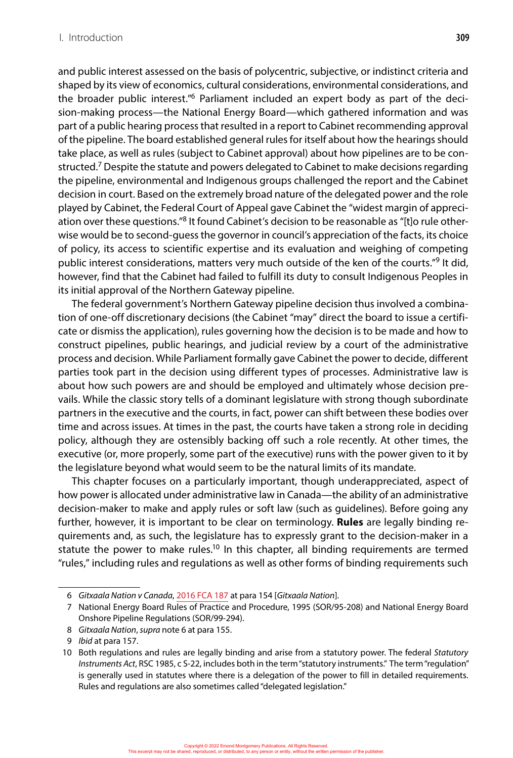and public interest assessed on the basis of polycentric, subjective, or indistinct criteria and shaped by its view of economics, cultural considerations, environmental considerations, and the broader public interest."[6] Parliament included an expert body as part of the decision-making process—the National Energy Board—which gathered information and was part of a public hearing process that resulted in a report to Cabinet recommending approval of the pipeline. The board established general rules for itself about how the hearings should take place, as well as rules (subject to Cabinet approval) about how pipelines are to be constructed.[7] Despite the statute and powers delegated to Cabinet to make decisions regarding the pipeline, environmental and Indigenous groups challenged the report and the Cabinet decision in court. Based on the extremely broad nature of the delegated power and the role played by Cabinet, the Federal Court of Appeal gave Cabinet the "widest margin of appreciation over these questions."[8] It found Cabinet's decision to be reasonable as "[t]o rule otherwise would be to second-guess the governor in council's appreciation of the facts, its choice of policy, its access to scientific expertise and its evaluation and weighing of competing public interest considerations, matters very much outside of the ken of the courts."[9] It did, however, find that the Cabinet had failed to fulfill its duty to consult Indigenous Peoples in its initial approval of the Northern Gateway pipeline.

The federal government's Northern Gateway pipeline decision thus involved a combination of one-off discretionary decisions (the Cabinet "may" direct the board to issue a certificate or dismiss the application), rules governing how the decision is to be made and how to construct pipelines, public hearings, and judicial review by a court of the administrative process and decision. While Parliament formally gave Cabinet the power to decide, different parties took part in the decision using different types of processes. Administrative law is about how such powers are and should be employed and ultimately whose decision prevails. While the classic story tells of a dominant legislature with strong though subordinate partners in the executive and the courts, in fact, power can shift between these bodies over time and across issues. At times in the past, the courts have taken a strong role in deciding policy, although they are ostensibly backing off such a role recently. At other times, the executive (or, more properly, some part of the executive) runs with the power given to it by the legislature beyond what would seem to be the natural limits of its mandate.

This chapter focuses on a particularly important, though underappreciated, aspect of how power is allocated under administrative law in Canada—the ability of an administrative decision-maker to make and apply rules or soft law (such as guidelines). Before going any further, however, it is important to be clear on terminology. **Rules** are legally binding requirements and, as such, the legislature has to expressly grant to the decision-maker in a statute the power to make rules.[10] In this chapter, all binding requirements are termed "rules," including rules and regulations as well as other forms of binding requirements such

---

6 *Gitxaala Nation v Canada*, 2016 FCA 187 at para 154 [*Gitxaala Nation*].

7 National Energy Board Rules of Practice and Procedure, 1995 (SOR/95-208) and National Energy Board Onshore Pipeline Regulations (SOR/99-294).

8 *Gitxaala Nation*, *supra* note 6 at para 155.

9 *Ibid* at para 157.

10 Both regulations and rules are legally binding and arise from a statutory power. The federal *Statutory Instruments Act*, RSC 1985, c S-22, includes both in the term "statutory instruments." The term "regulation" is generally used in statutes where there is a delegation of the power to fill in detailed requirements. Rules and regulations are also sometimes called "delegated legislation."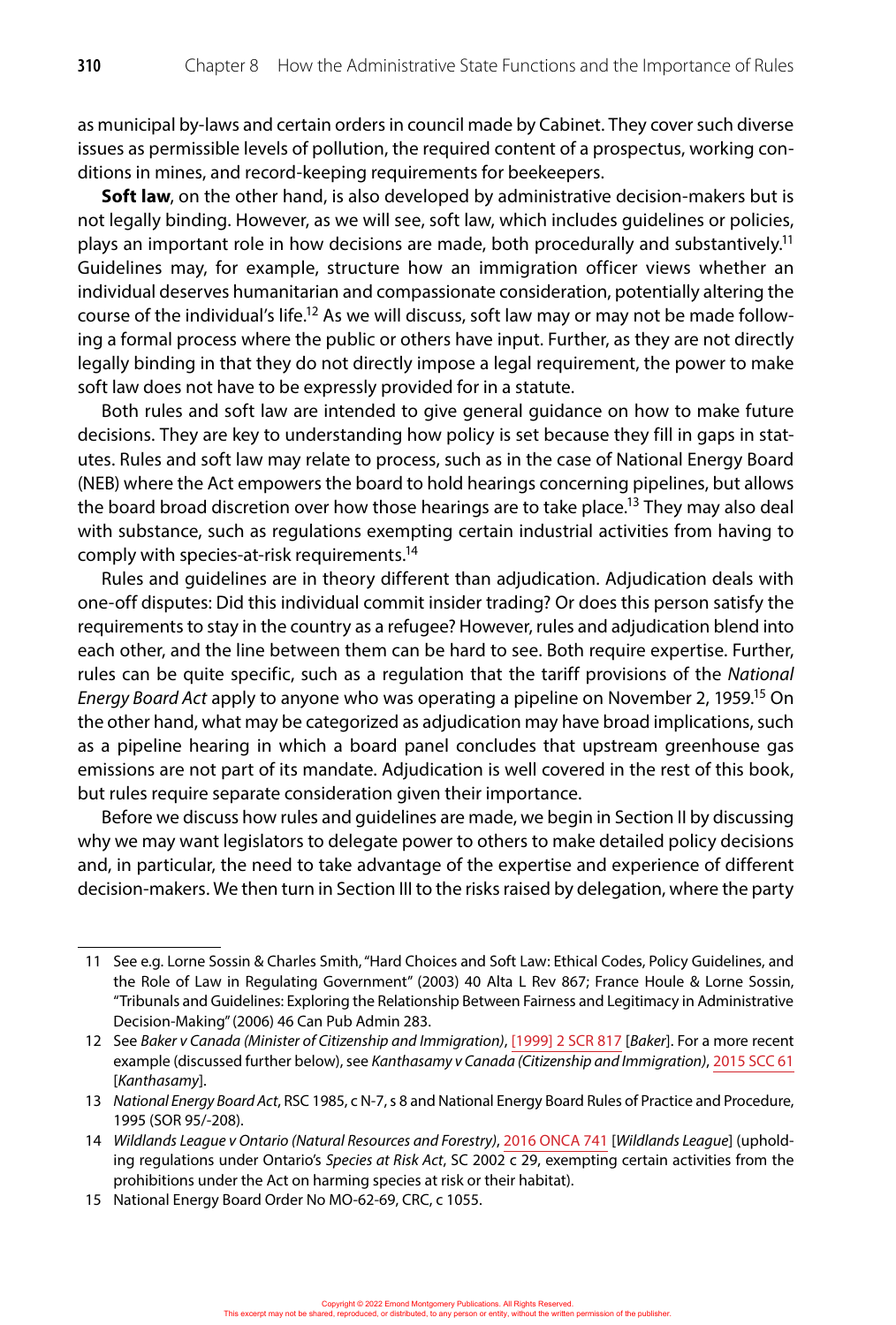as municipal by-laws and certain orders in council made by Cabinet. They cover such diverse issues as permissible levels of pollution, the required content of a prospectus, working conditions in mines, and record-keeping requirements for beekeepers.

**Soft law**, on the other hand, is also developed by administrative decision-makers but is not legally binding. However, as we will see, soft law, which includes guidelines or policies, plays an important role in how decisions are made, both procedurally and substantively.[11] Guidelines may, for example, structure how an immigration officer views whether an individual deserves humanitarian and compassionate consideration, potentially altering the course of the individual's life.[12] As we will discuss, soft law may or may not be made following a formal process where the public or others have input. Further, as they are not directly legally binding in that they do not directly impose a legal requirement, the power to make soft law does not have to be expressly provided for in a statute.

Both rules and soft law are intended to give general guidance on how to make future decisions. They are key to understanding how policy is set because they fill in gaps in statutes. Rules and soft law may relate to process, such as in the case of National Energy Board (NEB) where the Act empowers the board to hold hearings concerning pipelines, but allows the board broad discretion over how those hearings are to take place.[13] They may also deal with substance, such as regulations exempting certain industrial activities from having to comply with species-at-risk requirements.[14]

Rules and guidelines are in theory different than adjudication. Adjudication deals with one-off disputes: Did this individual commit insider trading? Or does this person satisfy the requirements to stay in the country as a refugee? However, rules and adjudication blend into each other, and the line between them can be hard to see. Both require expertise. Further, rules can be quite specific, such as a regulation that the tariff provisions of the *National Energy Board Act* apply to anyone who was operating a pipeline on November 2, 1959.[15] On the other hand, what may be categorized as adjudication may have broad implications, such as a pipeline hearing in which a board panel concludes that upstream greenhouse gas emissions are not part of its mandate. Adjudication is well covered in the rest of this book, but rules require separate consideration given their importance.

Before we discuss how rules and guidelines are made, we begin in Section II by discussing why we may want legislators to delegate power to others to make detailed policy decisions and, in particular, the need to take advantage of the expertise and experience of different decision-makers. We then turn in Section III to the risks raised by delegation, where the party

---

11 See e.g. Lorne Sossin & Charles Smith, "Hard Choices and Soft Law: Ethical Codes, Policy Guidelines, and the Role of Law in Regulating Government" (2003) 40 Alta L Rev 867; France Houle & Lorne Sossin, "Tribunals and Guidelines: Exploring the Relationship Between Fairness and Legitimacy in Administrative Decision-Making" (2006) 46 Can Pub Admin 283.

12 See *Baker v Canada (Minister of Citizenship and Immigration)*, [1999] 2 SCR 817 [*Baker*]. For a more recent example (discussed further below), see *Kanthasamy v Canada (Citizenship and Immigration)*, 2015 SCC 61 [*Kanthasamy*].

13 *National Energy Board Act*, RSC 1985, c N-7, s 8 and National Energy Board Rules of Practice and Procedure, 1995 (SOR 95/-208).

14 *Wildlands League v Ontario (Natural Resources and Forestry)*, 2016 ONCA 741 [*Wildlands League*] (upholding regulations under Ontario's *Species at Risk Act*, SC 2002 c 29, exempting certain activities from the prohibitions under the Act on harming species at risk or their habitat).

15 National Energy Board Order No MO-62-69, CRC, c 1055.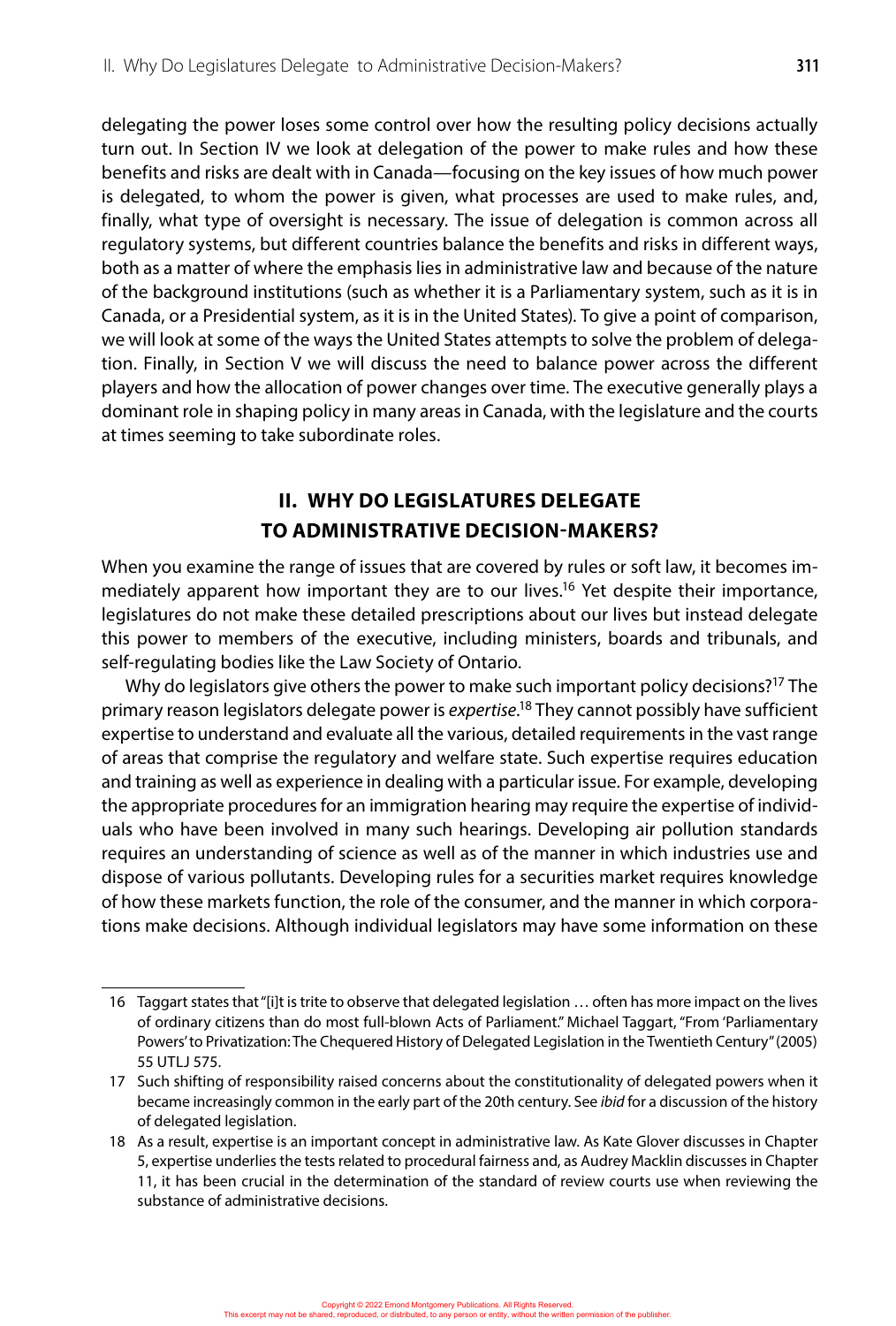delegating the power loses some control over how the resulting policy decisions actually turn out. In Section IV we look at delegation of the power to make rules and how these benefits and risks are dealt with in Canada—focusing on the key issues of how much power is delegated, to whom the power is given, what processes are used to make rules, and, finally, what type of oversight is necessary. The issue of delegation is common across all regulatory systems, but different countries balance the benefits and risks in different ways, both as a matter of where the emphasis lies in administrative law and because of the nature of the background institutions (such as whether it is a Parliamentary system, such as it is in Canada, or a Presidential system, as it is in the United States). To give a point of comparison, we will look at some of the ways the United States attempts to solve the problem of delegation. Finally, in Section V we will discuss the need to balance power across the different players and how the allocation of power changes over time. The executive generally plays a dominant role in shaping policy in many areas in Canada, with the legislature and the courts at times seeming to take subordinate roles.

## II. WHY DO LEGISLATURES DELEGATE TO ADMINISTRATIVE DECISION-MAKERS?

When you examine the range of issues that are covered by rules or soft law, it becomes immediately apparent how important they are to our lives.[16] Yet despite their importance, legislatures do not make these detailed prescriptions about our lives but instead delegate this power to members of the executive, including ministers, boards and tribunals, and self-regulating bodies like the Law Society of Ontario.

Why do legislators give others the power to make such important policy decisions?[17] The primary reason legislators delegate power is *expertise*.[18] They cannot possibly have sufficient expertise to understand and evaluate all the various, detailed requirements in the vast range of areas that comprise the regulatory and welfare state. Such expertise requires education and training as well as experience in dealing with a particular issue. For example, developing the appropriate procedures for an immigration hearing may require the expertise of individuals who have been involved in many such hearings. Developing air pollution standards requires an understanding of science as well as of the manner in which industries use and dispose of various pollutants. Developing rules for a securities market requires knowledge of how these markets function, the role of the consumer, and the manner in which corporations make decisions. Although individual legislators may have some information on these

---

16 Taggart states that "[i]t is trite to observe that delegated legislation … often has more impact on the lives of ordinary citizens than do most full-blown Acts of Parliament." Michael Taggart, "From 'Parliamentary Powers' to Privatization: The Chequered History of Delegated Legislation in the Twentieth Century" (2005) 55 UTLJ 575.

17 Such shifting of responsibility raised concerns about the constitutionality of delegated powers when it became increasingly common in the early part of the 20th century. See *ibid* for a discussion of the history of delegated legislation.

18 As a result, expertise is an important concept in administrative law. As Kate Glover discusses in Chapter 5, expertise underlies the tests related to procedural fairness and, as Audrey Macklin discusses in Chapter 11, it has been crucial in the determination of the standard of review courts use when reviewing the substance of administrative decisions.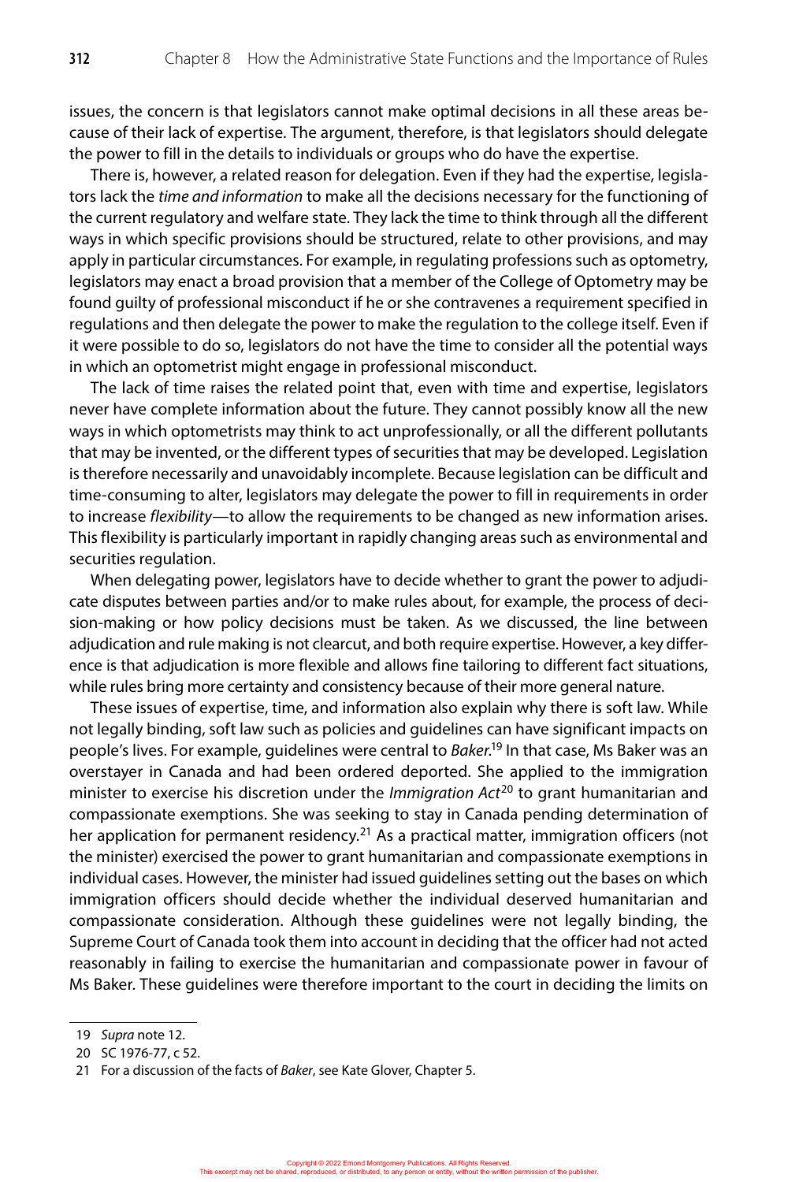issues, the concern is that legislators cannot make optimal decisions in all these areas because of their lack of expertise. The argument, therefore, is that legislators should delegate the power to fill in the details to individuals or groups who do have the expertise.

There is, however, a related reason for delegation. Even if they had the expertise, legislators lack the *time and information* to make all the decisions necessary for the functioning of the current regulatory and welfare state. They lack the time to think through all the different ways in which specific provisions should be structured, relate to other provisions, and may apply in particular circumstances. For example, in regulating professions such as optometry, legislators may enact a broad provision that a member of the College of Optometry may be found guilty of professional misconduct if he or she contravenes a requirement specified in regulations and then delegate the power to make the regulation to the college itself. Even if it were possible to do so, legislators do not have the time to consider all the potential ways in which an optometrist might engage in professional misconduct.

The lack of time raises the related point that, even with time and expertise, legislators never have complete information about the future. They cannot possibly know all the new ways in which optometrists may think to act unprofessionally, or all the different pollutants that may be invented, or the different types of securities that may be developed. Legislation is therefore necessarily and unavoidably incomplete. Because legislation can be difficult and time-consuming to alter, legislators may delegate the power to fill in requirements in order to increase *flexibility*—to allow the requirements to be changed as new information arises. This flexibility is particularly important in rapidly changing areas such as environmental and securities regulation.

When delegating power, legislators have to decide whether to grant the power to adjudicate disputes between parties and/or to make rules about, for example, the process of decision-making or how policy decisions must be taken. As we discussed, the line between adjudication and rule making is not clearcut, and both require expertise. However, a key difference is that adjudication is more flexible and allows fine tailoring to different fact situations, while rules bring more certainty and consistency because of their more general nature.

These issues of expertise, time, and information also explain why there is soft law. While not legally binding, soft law such as policies and guidelines can have significant impacts on people's lives. For example, guidelines were central to *Baker*.[19] In that case, Ms Baker was an overstayer in Canada and had been ordered deported. She applied to the immigration minister to exercise his discretion under the *Immigration Act*[20] to grant humanitarian and compassionate exemptions. She was seeking to stay in Canada pending determination of her application for permanent residency.[21] As a practical matter, immigration officers (not the minister) exercised the power to grant humanitarian and compassionate exemptions in individual cases. However, the minister had issued guidelines setting out the bases on which immigration officers should decide whether the individual deserved humanitarian and compassionate consideration. Although these guidelines were not legally binding, the Supreme Court of Canada took them into account in deciding that the officer had not acted reasonably in failing to exercise the humanitarian and compassionate power in favour of Ms Baker. These guidelines were therefore important to the court in deciding the limits on

---

19 *Supra* note 12.

20 SC 1976-77, c 52.

21 For a discussion of the facts of *Baker*, see Kate Glover, Chapter 5.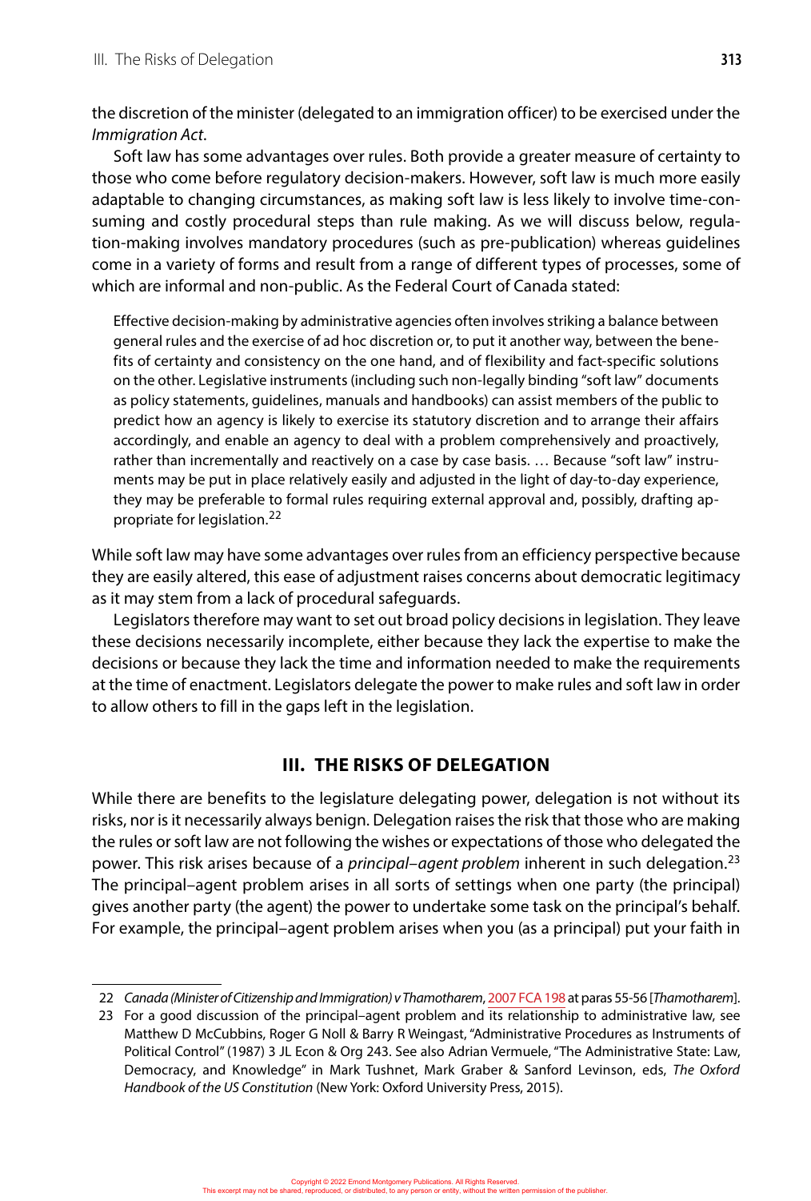the discretion of the minister (delegated to an immigration officer) to be exercised under the *Immigration Act*.

Soft law has some advantages over rules. Both provide a greater measure of certainty to those who come before regulatory decision-makers. However, soft law is much more easily adaptable to changing circumstances, as making soft law is less likely to involve time-consuming and costly procedural steps than rule making. As we will discuss below, regulation-making involves mandatory procedures (such as pre-publication) whereas guidelines come in a variety of forms and result from a range of different types of processes, some of which are informal and non-public. As the Federal Court of Canada stated:

> Effective decision-making by administrative agencies often involves striking a balance between general rules and the exercise of ad hoc discretion or, to put it another way, between the benefits of certainty and consistency on the one hand, and of flexibility and fact-specific solutions on the other. Legislative instruments (including such non-legally binding "soft law" documents as policy statements, guidelines, manuals and handbooks) can assist members of the public to predict how an agency is likely to exercise its statutory discretion and to arrange their affairs accordingly, and enable an agency to deal with a problem comprehensively and proactively, rather than incrementally and reactively on a case by case basis. … Because "soft law" instruments may be put in place relatively easily and adjusted in the light of day-to-day experience, they may be preferable to formal rules requiring external approval and, possibly, drafting appropriate for legislation.[22]

While soft law may have some advantages over rules from an efficiency perspective because they are easily altered, this ease of adjustment raises concerns about democratic legitimacy as it may stem from a lack of procedural safeguards.

Legislators therefore may want to set out broad policy decisions in legislation. They leave these decisions necessarily incomplete, either because they lack the expertise to make the decisions or because they lack the time and information needed to make the requirements at the time of enactment. Legislators delegate the power to make rules and soft law in order to allow others to fill in the gaps left in the legislation.

## III. THE RISKS OF DELEGATION

While there are benefits to the legislature delegating power, delegation is not without its risks, nor is it necessarily always benign. Delegation raises the risk that those who are making the rules or soft law are not following the wishes or expectations of those who delegated the power. This risk arises because of a *principal–agent problem* inherent in such delegation.[23] The principal–agent problem arises in all sorts of settings when one party (the principal) gives another party (the agent) the power to undertake some task on the principal's behalf. For example, the principal–agent problem arises when you (as a principal) put your faith in

---

22 *Canada (Minister of Citizenship and Immigration) v Thamotharem*, 2007 FCA 198 at paras 55-56 [*Thamotharem*].

23 For a good discussion of the principal–agent problem and its relationship to administrative law, see Matthew D McCubbins, Roger G Noll & Barry R Weingast, "Administrative Procedures as Instruments of Political Control" (1987) 3 JL Econ & Org 243. See also Adrian Vermeule, "The Administrative State: Law, Democracy, and Knowledge" in Mark Tushnet, Mark Graber & Sanford Levinson, eds, *The Oxford Handbook of the US Constitution* (New York: Oxford University Press, 2015).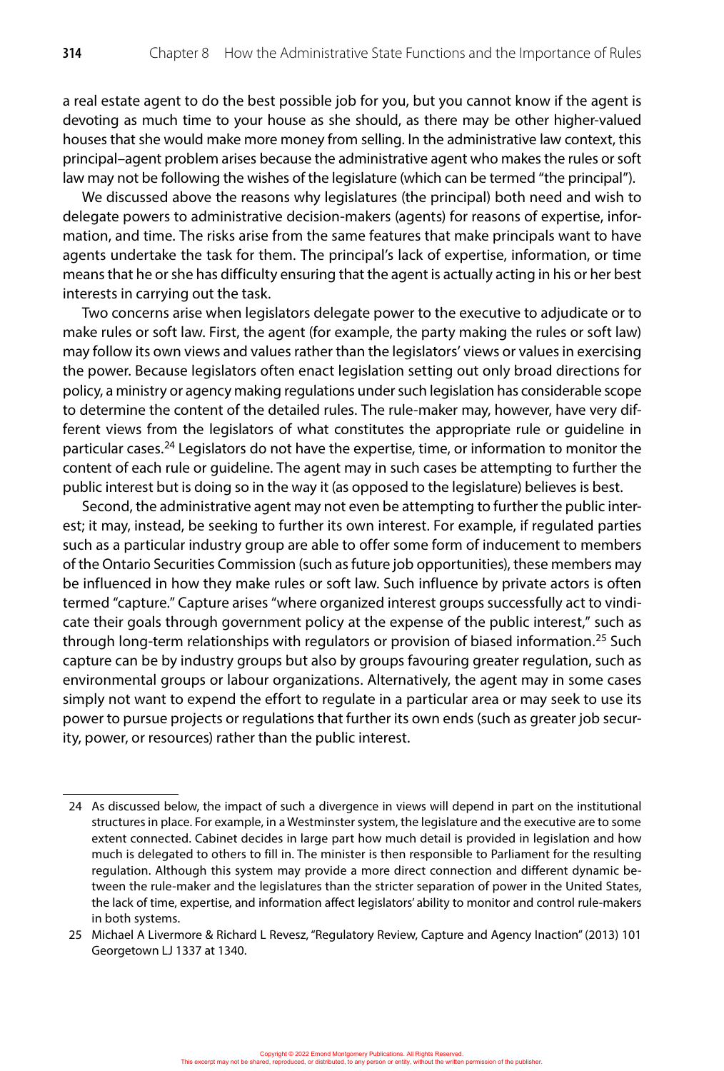a real estate agent to do the best possible job for you, but you cannot know if the agent is devoting as much time to your house as she should, as there may be other higher-valued houses that she would make more money from selling. In the administrative law context, this principal–agent problem arises because the administrative agent who makes the rules or soft law may not be following the wishes of the legislature (which can be termed "the principal").

We discussed above the reasons why legislatures (the principal) both need and wish to delegate powers to administrative decision-makers (agents) for reasons of expertise, information, and time. The risks arise from the same features that make principals want to have agents undertake the task for them. The principal's lack of expertise, information, or time means that he or she has difficulty ensuring that the agent is actually acting in his or her best interests in carrying out the task.

Two concerns arise when legislators delegate power to the executive to adjudicate or to make rules or soft law. First, the agent (for example, the party making the rules or soft law) may follow its own views and values rather than the legislators' views or values in exercising the power. Because legislators often enact legislation setting out only broad directions for policy, a ministry or agency making regulations under such legislation has considerable scope to determine the content of the detailed rules. The rule-maker may, however, have very different views from the legislators of what constitutes the appropriate rule or guideline in particular cases.[24] Legislators do not have the expertise, time, or information to monitor the content of each rule or guideline. The agent may in such cases be attempting to further the public interest but is doing so in the way it (as opposed to the legislature) believes is best.

Second, the administrative agent may not even be attempting to further the public interest; it may, instead, be seeking to further its own interest. For example, if regulated parties such as a particular industry group are able to offer some form of inducement to members of the Ontario Securities Commission (such as future job opportunities), these members may be influenced in how they make rules or soft law. Such influence by private actors is often termed "capture." Capture arises "where organized interest groups successfully act to vindicate their goals through government policy at the expense of the public interest," such as through long-term relationships with regulators or provision of biased information.[25] Such capture can be by industry groups but also by groups favouring greater regulation, such as environmental groups or labour organizations. Alternatively, the agent may in some cases simply not want to expend the effort to regulate in a particular area or may seek to use its power to pursue projects or regulations that further its own ends (such as greater job security, power, or resources) rather than the public interest.

---

24 As discussed below, the impact of such a divergence in views will depend in part on the institutional structures in place. For example, in a Westminster system, the legislature and the executive are to some extent connected. Cabinet decides in large part how much detail is provided in legislation and how much is delegated to others to fill in. The minister is then responsible to Parliament for the resulting regulation. Although this system may provide a more direct connection and different dynamic between the rule-maker and the legislatures than the stricter separation of power in the United States, the lack of time, expertise, and information affect legislators' ability to monitor and control rule-makers in both systems.

25 Michael A Livermore & Richard L Revesz, "Regulatory Review, Capture and Agency Inaction" (2013) 101 Georgetown LJ 1337 at 1340.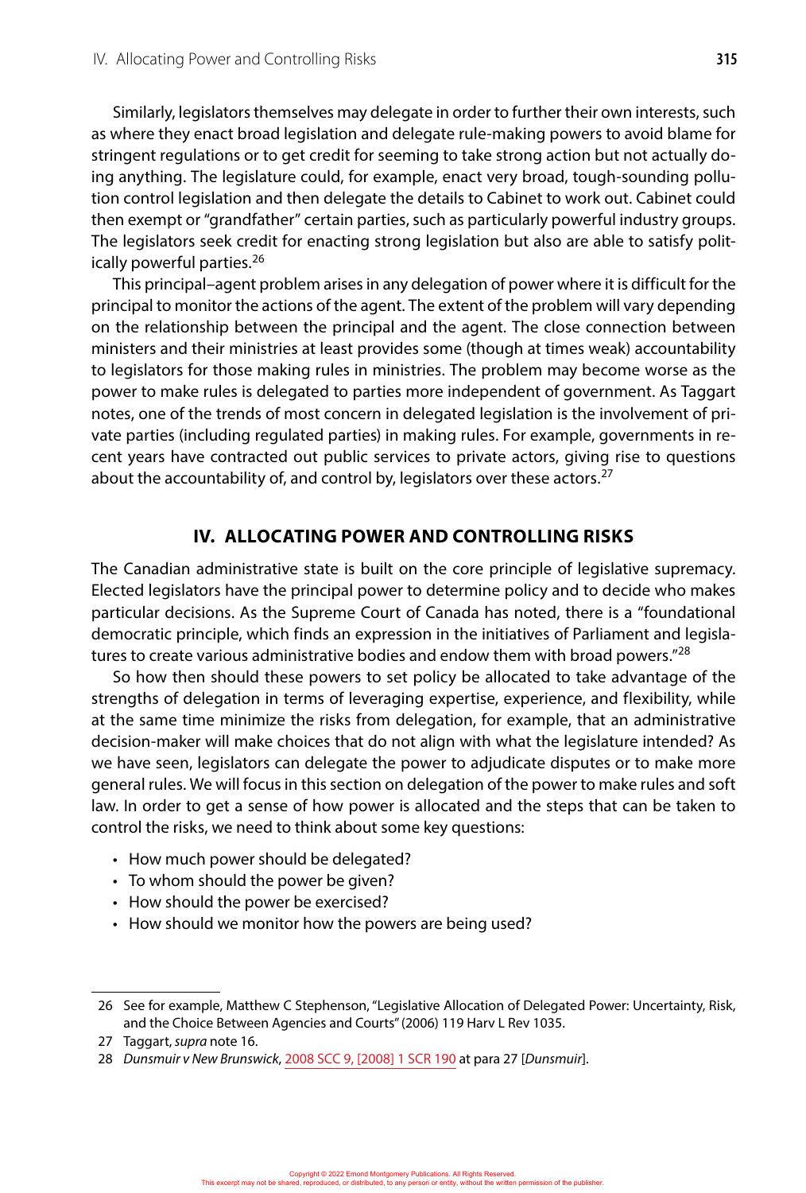Similarly, legislators themselves may delegate in order to further their own interests, such as where they enact broad legislation and delegate rule-making powers to avoid blame for stringent regulations or to get credit for seeming to take strong action but not actually doing anything. The legislature could, for example, enact very broad, tough-sounding pollution control legislation and then delegate the details to Cabinet to work out. Cabinet could then exempt or "grandfather" certain parties, such as particularly powerful industry groups. The legislators seek credit for enacting strong legislation but also are able to satisfy politically powerful parties.[26]

This principal–agent problem arises in any delegation of power where it is difficult for the principal to monitor the actions of the agent. The extent of the problem will vary depending on the relationship between the principal and the agent. The close connection between ministers and their ministries at least provides some (though at times weak) accountability to legislators for those making rules in ministries. The problem may become worse as the power to make rules is delegated to parties more independent of government. As Taggart notes, one of the trends of most concern in delegated legislation is the involvement of private parties (including regulated parties) in making rules. For example, governments in recent years have contracted out public services to private actors, giving rise to questions about the accountability of, and control by, legislators over these actors.[27]

## IV. ALLOCATING POWER AND CONTROLLING RISKS

The Canadian administrative state is built on the core principle of legislative supremacy. Elected legislators have the principal power to determine policy and to decide who makes particular decisions. As the Supreme Court of Canada has noted, there is a "foundational democratic principle, which finds an expression in the initiatives of Parliament and legislatures to create various administrative bodies and endow them with broad powers."[28]

So how then should these powers to set policy be allocated to take advantage of the strengths of delegation in terms of leveraging expertise, experience, and flexibility, while at the same time minimize the risks from delegation, for example, that an administrative decision-maker will make choices that do not align with what the legislature intended? As we have seen, legislators can delegate the power to adjudicate disputes or to make more general rules. We will focus in this section on delegation of the power to make rules and soft law. In order to get a sense of how power is allocated and the steps that can be taken to control the risks, we need to think about some key questions:

- How much power should be delegated?
- To whom should the power be given?
- How should the power be exercised?
- How should we monitor how the powers are being used?

---

26 See for example, Matthew C Stephenson, "Legislative Allocation of Delegated Power: Uncertainty, Risk, and the Choice Between Agencies and Courts" (2006) 119 Harv L Rev 1035.

27 Taggart, *supra* note 16.

28 *Dunsmuir v New Brunswick*, 2008 SCC 9, [2008] 1 SCR 190 at para 27 [*Dunsmuir*].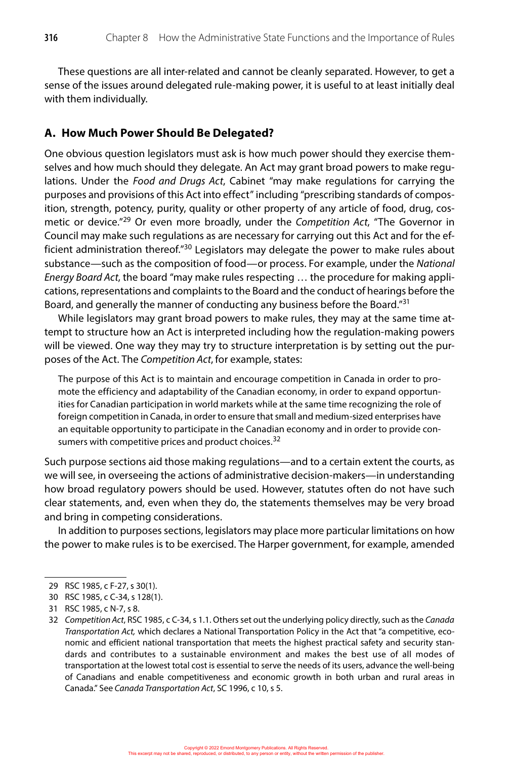These questions are all inter-related and cannot be cleanly separated. However, to get a sense of the issues around delegated rule-making power, it is useful to at least initially deal with them individually.

## A. How Much Power Should Be Delegated?

One obvious question legislators must ask is how much power should they exercise themselves and how much should they delegate. An Act may grant broad powers to make regulations. Under the *Food and Drugs Act*, Cabinet "may make regulations for carrying the purposes and provisions of this Act into effect" including "prescribing standards of composition, strength, potency, purity, quality or other property of any article of food, drug, cosmetic or device."[29] Or even more broadly, under the *Competition Act*, "The Governor in Council may make such regulations as are necessary for carrying out this Act and for the efficient administration thereof."[30] Legislators may delegate the power to make rules about substance—such as the composition of food—or process. For example, under the *National Energy Board Act*, the board "may make rules respecting … the procedure for making applications, representations and complaints to the Board and the conduct of hearings before the Board, and generally the manner of conducting any business before the Board."[31]

While legislators may grant broad powers to make rules, they may at the same time attempt to structure how an Act is interpreted including how the regulation-making powers will be viewed. One way they may try to structure interpretation is by setting out the purposes of the Act. The *Competition Act*, for example, states:

> The purpose of this Act is to maintain and encourage competition in Canada in order to promote the efficiency and adaptability of the Canadian economy, in order to expand opportunities for Canadian participation in world markets while at the same time recognizing the role of foreign competition in Canada, in order to ensure that small and medium-sized enterprises have an equitable opportunity to participate in the Canadian economy and in order to provide consumers with competitive prices and product choices.[32]

Such purpose sections aid those making regulations—and to a certain extent the courts, as we will see, in overseeing the actions of administrative decision-makers—in understanding how broad regulatory powers should be used. However, statutes often do not have such clear statements, and, even when they do, the statements themselves may be very broad and bring in competing considerations.

In addition to purposes sections, legislators may place more particular limitations on how the power to make rules is to be exercised. The Harper government, for example, amended

---

29 RSC 1985, c F-27, s 30(1).

30 RSC 1985, c C-34, s 128(1).

31 RSC 1985, c N-7, s 8.

32 *Competition Act*, RSC 1985, c C-34, s 1.1. Others set out the underlying policy directly, such as the *Canada Transportation Act,* which declares a National Transportation Policy in the Act that "a competitive, economic and efficient national transportation that meets the highest practical safety and security standards and contributes to a sustainable environment and makes the best use of all modes of transportation at the lowest total cost is essential to serve the needs of its users, advance the well-being of Canadians and enable competitiveness and economic growth in both urban and rural areas in Canada." See *Canada Transportation Act*, SC 1996, c 10, s 5.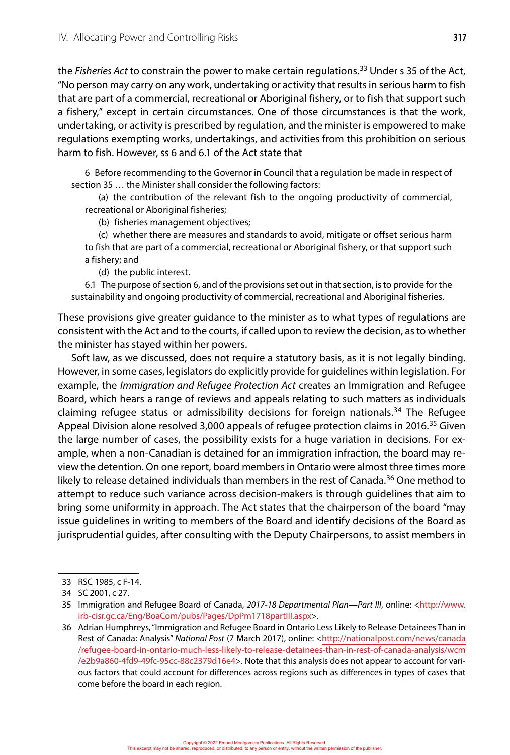the *Fisheries Act* to constrain the power to make certain regulations.[33] Under s 35 of the Act, "No person may carry on any work, undertaking or activity that results in serious harm to fish that are part of a commercial, recreational or Aboriginal fishery, or to fish that support such a fishery," except in certain circumstances. One of those circumstances is that the work, undertaking, or activity is prescribed by regulation, and the minister is empowered to make regulations exempting works, undertakings, and activities from this prohibition on serious harm to fish. However, ss 6 and 6.1 of the Act state that

> 6 Before recommending to the Governor in Council that a regulation be made in respect of section 35 … the Minister shall consider the following factors:
>
> (a) the contribution of the relevant fish to the ongoing productivity of commercial, recreational or Aboriginal fisheries;
>
> (b) fisheries management objectives;
>
> (c) whether there are measures and standards to avoid, mitigate or offset serious harm to fish that are part of a commercial, recreational or Aboriginal fishery, or that support such a fishery; and
>
> (d) the public interest.
>
> 6.1 The purpose of section 6, and of the provisions set out in that section, is to provide for the sustainability and ongoing productivity of commercial, recreational and Aboriginal fisheries.

These provisions give greater guidance to the minister as to what types of regulations are consistent with the Act and to the courts, if called upon to review the decision, as to whether the minister has stayed within her powers.

Soft law, as we discussed, does not require a statutory basis, as it is not legally binding. However, in some cases, legislators do explicitly provide for guidelines within legislation. For example, the *Immigration and Refugee Protection Act* creates an Immigration and Refugee Board, which hears a range of reviews and appeals relating to such matters as individuals claiming refugee status or admissibility decisions for foreign nationals.[34] The Refugee Appeal Division alone resolved 3,000 appeals of refugee protection claims in 2016.[35] Given the large number of cases, the possibility exists for a huge variation in decisions. For example, when a non-Canadian is detained for an immigration infraction, the board may review the detention. On one report, board members in Ontario were almost three times more likely to release detained individuals than members in the rest of Canada.[36] One method to attempt to reduce such variance across decision-makers is through guidelines that aim to bring some uniformity in approach. The Act states that the chairperson of the board "may issue guidelines in writing to members of the Board and identify decisions of the Board as jurisprudential guides, after consulting with the Deputy Chairpersons, to assist members in

---

33 RSC 1985, c F-14.

34 SC 2001, c 27.

35 Immigration and Refugee Board of Canada, *2017-18 Departmental Plan—Part III*, online: <http://www.irb-cisr.gc.ca/Eng/BoaCom/pubs/Pages/DpPm1718partIII.aspx>.

36 Adrian Humphreys, "Immigration and Refugee Board in Ontario Less Likely to Release Detainees Than in Rest of Canada: Analysis" *National Post* (7 March 2017), online: <http://nationalpost.com/news/canada/refugee-board-in-ontario-much-less-likely-to-release-detainees-than-in-rest-of-canada-analysis/wcm/e2b9a860-4fd9-49fc-95cc-88c2379d16e4>. Note that this analysis does not appear to account for various factors that could account for differences across regions such as differences in types of cases that come before the board in each region.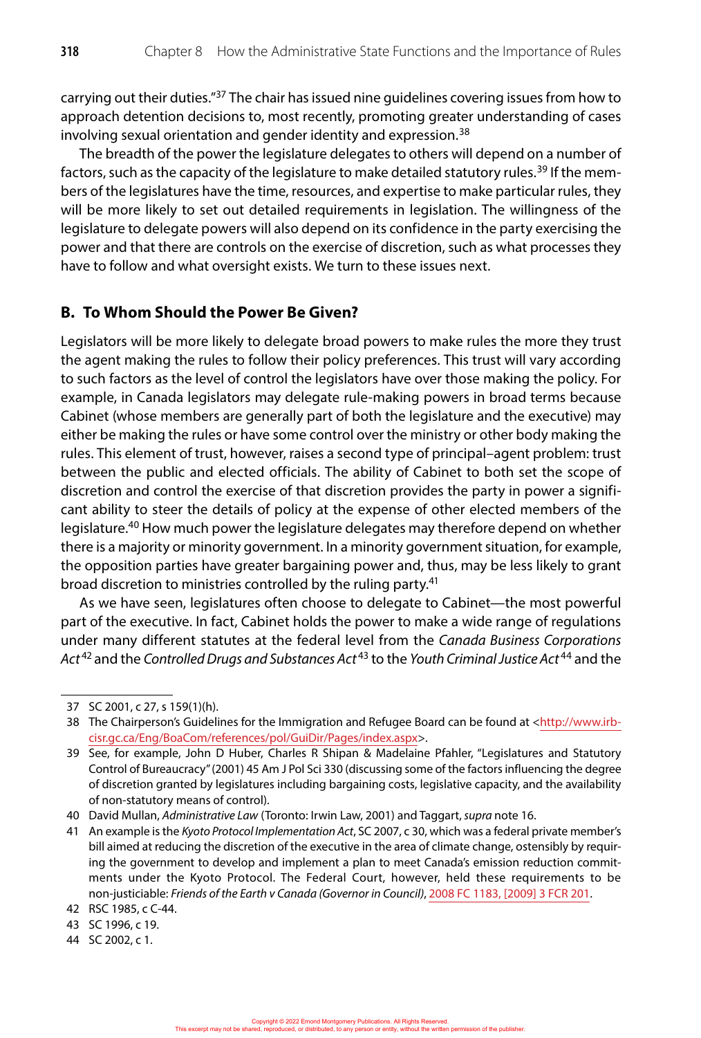carrying out their duties."[37] The chair has issued nine guidelines covering issues from how to approach detention decisions to, most recently, promoting greater understanding of cases involving sexual orientation and gender identity and expression.[38]

The breadth of the power the legislature delegates to others will depend on a number of factors, such as the capacity of the legislature to make detailed statutory rules.[39] If the members of the legislatures have the time, resources, and expertise to make particular rules, they will be more likely to set out detailed requirements in legislation. The willingness of the legislature to delegate powers will also depend on its confidence in the party exercising the power and that there are controls on the exercise of discretion, such as what processes they have to follow and what oversight exists. We turn to these issues next.

## B. To Whom Should the Power Be Given?

Legislators will be more likely to delegate broad powers to make rules the more they trust the agent making the rules to follow their policy preferences. This trust will vary according to such factors as the level of control the legislators have over those making the policy. For example, in Canada legislators may delegate rule-making powers in broad terms because Cabinet (whose members are generally part of both the legislature and the executive) may either be making the rules or have some control over the ministry or other body making the rules. This element of trust, however, raises a second type of principal–agent problem: trust between the public and elected officials. The ability of Cabinet to both set the scope of discretion and control the exercise of that discretion provides the party in power a significant ability to steer the details of policy at the expense of other elected members of the legislature.[40] How much power the legislature delegates may therefore depend on whether there is a majority or minority government. In a minority government situation, for example, the opposition parties have greater bargaining power and, thus, may be less likely to grant broad discretion to ministries controlled by the ruling party.[41]

As we have seen, legislatures often choose to delegate to Cabinet—the most powerful part of the executive. In fact, Cabinet holds the power to make a wide range of regulations under many different statutes at the federal level from the *Canada Business Corporations Act*[42] and the *Controlled Drugs and Substances Act*[43] to the *Youth Criminal Justice Act*[44] and the

---

37 SC 2001, c 27, s 159(1)(h).

38 The Chairperson's Guidelines for the Immigration and Refugee Board can be found at <http://www.irb-cisr.gc.ca/Eng/BoaCom/references/pol/GuiDir/Pages/index.aspx>.

39 See, for example, John D Huber, Charles R Shipan & Madelaine Pfahler, "Legislatures and Statutory Control of Bureaucracy" (2001) 45 Am J Pol Sci 330 (discussing some of the factors influencing the degree of discretion granted by legislatures including bargaining costs, legislative capacity, and the availability of non-statutory means of control).

40 David Mullan, *Administrative Law* (Toronto: Irwin Law, 2001) and Taggart, *supra* note 16.

41 An example is the *Kyoto Protocol Implementation Act*, SC 2007, c 30, which was a federal private member's bill aimed at reducing the discretion of the executive in the area of climate change, ostensibly by requiring the government to develop and implement a plan to meet Canada's emission reduction commitments under the Kyoto Protocol. The Federal Court, however, held these requirements to be non-justiciable: *Friends of the Earth v Canada (Governor in Council)*, 2008 FC 1183, [2009] 3 FCR 201.

42 RSC 1985, c C-44.

43 SC 1996, c 19.

44 SC 2002, c 1.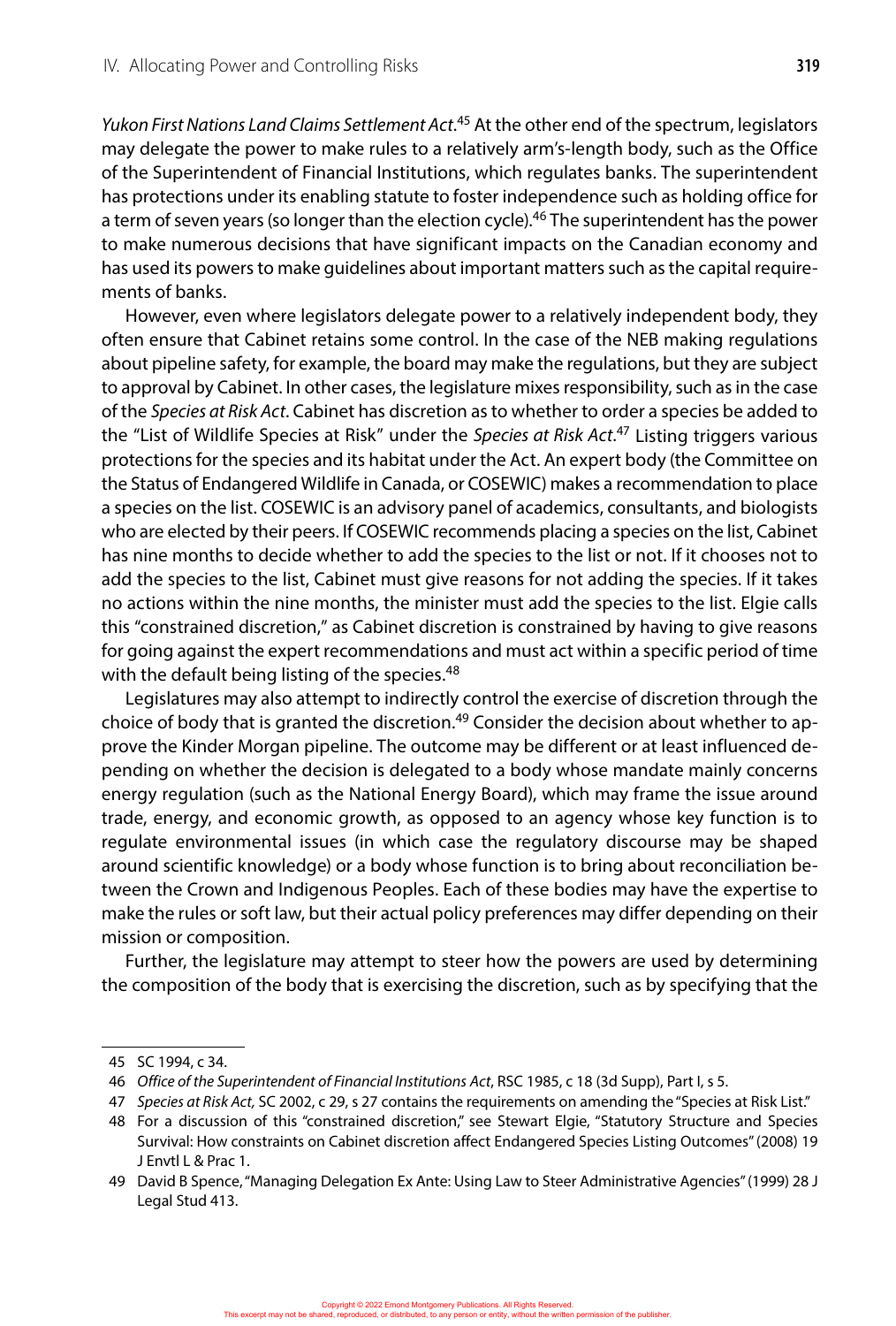*Yukon First Nations Land Claims Settlement Act*.[45] At the other end of the spectrum, legislators may delegate the power to make rules to a relatively arm's-length body, such as the Office of the Superintendent of Financial Institutions, which regulates banks. The superintendent has protections under its enabling statute to foster independence such as holding office for a term of seven years (so longer than the election cycle).[46] The superintendent has the power to make numerous decisions that have significant impacts on the Canadian economy and has used its powers to make guidelines about important matters such as the capital requirements of banks.

However, even where legislators delegate power to a relatively independent body, they often ensure that Cabinet retains some control. In the case of the NEB making regulations about pipeline safety, for example, the board may make the regulations, but they are subject to approval by Cabinet. In other cases, the legislature mixes responsibility, such as in the case of the *Species at Risk Act*. Cabinet has discretion as to whether to order a species be added to the "List of Wildlife Species at Risk" under the *Species at Risk Act*.[47] Listing triggers various protections for the species and its habitat under the Act. An expert body (the Committee on the Status of Endangered Wildlife in Canada, or COSEWIC) makes a recommendation to place a species on the list. COSEWIC is an advisory panel of academics, consultants, and biologists who are elected by their peers. If COSEWIC recommends placing a species on the list, Cabinet has nine months to decide whether to add the species to the list or not. If it chooses not to add the species to the list, Cabinet must give reasons for not adding the species. If it takes no actions within the nine months, the minister must add the species to the list. Elgie calls this "constrained discretion," as Cabinet discretion is constrained by having to give reasons for going against the expert recommendations and must act within a specific period of time with the default being listing of the species.[48]

Legislatures may also attempt to indirectly control the exercise of discretion through the choice of body that is granted the discretion.[49] Consider the decision about whether to approve the Kinder Morgan pipeline. The outcome may be different or at least influenced depending on whether the decision is delegated to a body whose mandate mainly concerns energy regulation (such as the National Energy Board), which may frame the issue around trade, energy, and economic growth, as opposed to an agency whose key function is to regulate environmental issues (in which case the regulatory discourse may be shaped around scientific knowledge) or a body whose function is to bring about reconciliation between the Crown and Indigenous Peoples. Each of these bodies may have the expertise to make the rules or soft law, but their actual policy preferences may differ depending on their mission or composition.

Further, the legislature may attempt to steer how the powers are used by determining the composition of the body that is exercising the discretion, such as by specifying that the

---

45 SC 1994, c 34.

46 *Office of the Superintendent of Financial Institutions Act*, RSC 1985, c 18 (3d Supp), Part I, s 5.

47 *Species at Risk Act,* SC 2002, c 29, s 27 contains the requirements on amending the "Species at Risk List."

48 For a discussion of this "constrained discretion," see Stewart Elgie, "Statutory Structure and Species Survival: How constraints on Cabinet discretion affect Endangered Species Listing Outcomes" (2008) 19 J Envtl L & Prac 1.

49 David B Spence, "Managing Delegation Ex Ante: Using Law to Steer Administrative Agencies" (1999) 28 J Legal Stud 413.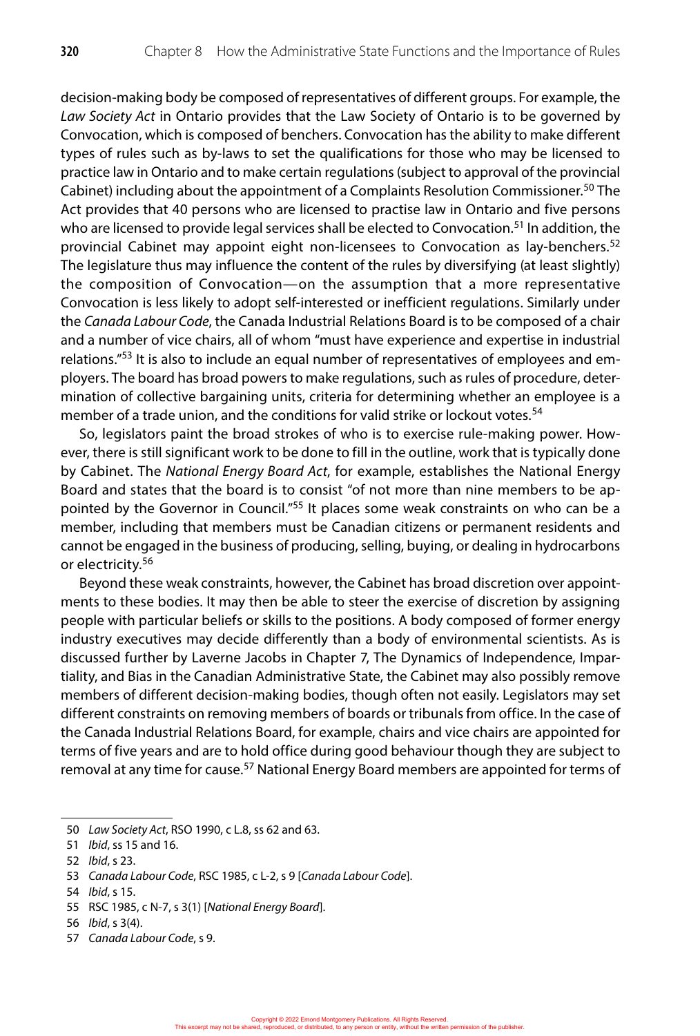decision-making body be composed of representatives of different groups. For example, the *Law Society Act* in Ontario provides that the Law Society of Ontario is to be governed by Convocation, which is composed of benchers. Convocation has the ability to make different types of rules such as by-laws to set the qualifications for those who may be licensed to practice law in Ontario and to make certain regulations (subject to approval of the provincial Cabinet) including about the appointment of a Complaints Resolution Commissioner.[50] The Act provides that 40 persons who are licensed to practise law in Ontario and five persons who are licensed to provide legal services shall be elected to Convocation.[51] In addition, the provincial Cabinet may appoint eight non-licensees to Convocation as lay-benchers.[52] The legislature thus may influence the content of the rules by diversifying (at least slightly) the composition of Convocation—on the assumption that a more representative Convocation is less likely to adopt self-interested or inefficient regulations. Similarly under the *Canada Labour Code*, the Canada Industrial Relations Board is to be composed of a chair and a number of vice chairs, all of whom "must have experience and expertise in industrial relations."[53] It is also to include an equal number of representatives of employees and employers. The board has broad powers to make regulations, such as rules of procedure, determination of collective bargaining units, criteria for determining whether an employee is a member of a trade union, and the conditions for valid strike or lockout votes.[54]

So, legislators paint the broad strokes of who is to exercise rule-making power. However, there is still significant work to be done to fill in the outline, work that is typically done by Cabinet. The *National Energy Board Act*, for example, establishes the National Energy Board and states that the board is to consist "of not more than nine members to be appointed by the Governor in Council."[55] It places some weak constraints on who can be a member, including that members must be Canadian citizens or permanent residents and cannot be engaged in the business of producing, selling, buying, or dealing in hydrocarbons or electricity.[56]

Beyond these weak constraints, however, the Cabinet has broad discretion over appointments to these bodies. It may then be able to steer the exercise of discretion by assigning people with particular beliefs or skills to the positions. A body composed of former energy industry executives may decide differently than a body of environmental scientists. As is discussed further by Laverne Jacobs in Chapter 7, The Dynamics of Independence, Impartiality, and Bias in the Canadian Administrative State, the Cabinet may also possibly remove members of different decision-making bodies, though often not easily. Legislators may set different constraints on removing members of boards or tribunals from office. In the case of the Canada Industrial Relations Board, for example, chairs and vice chairs are appointed for terms of five years and are to hold office during good behaviour though they are subject to removal at any time for cause.[57] National Energy Board members are appointed for terms of

---

50 *Law Society Act*, RSO 1990, c L.8, ss 62 and 63.

51 *Ibid*, ss 15 and 16.

52 *Ibid*, s 23.

53 *Canada Labour Code*, RSC 1985, c L-2, s 9 [*Canada Labour Code*].

54 *Ibid*, s 15.

55 RSC 1985, c N-7, s 3(1) [*National Energy Board*].

56 *Ibid*, s 3(4).

57 *Canada Labour Code*, s 9.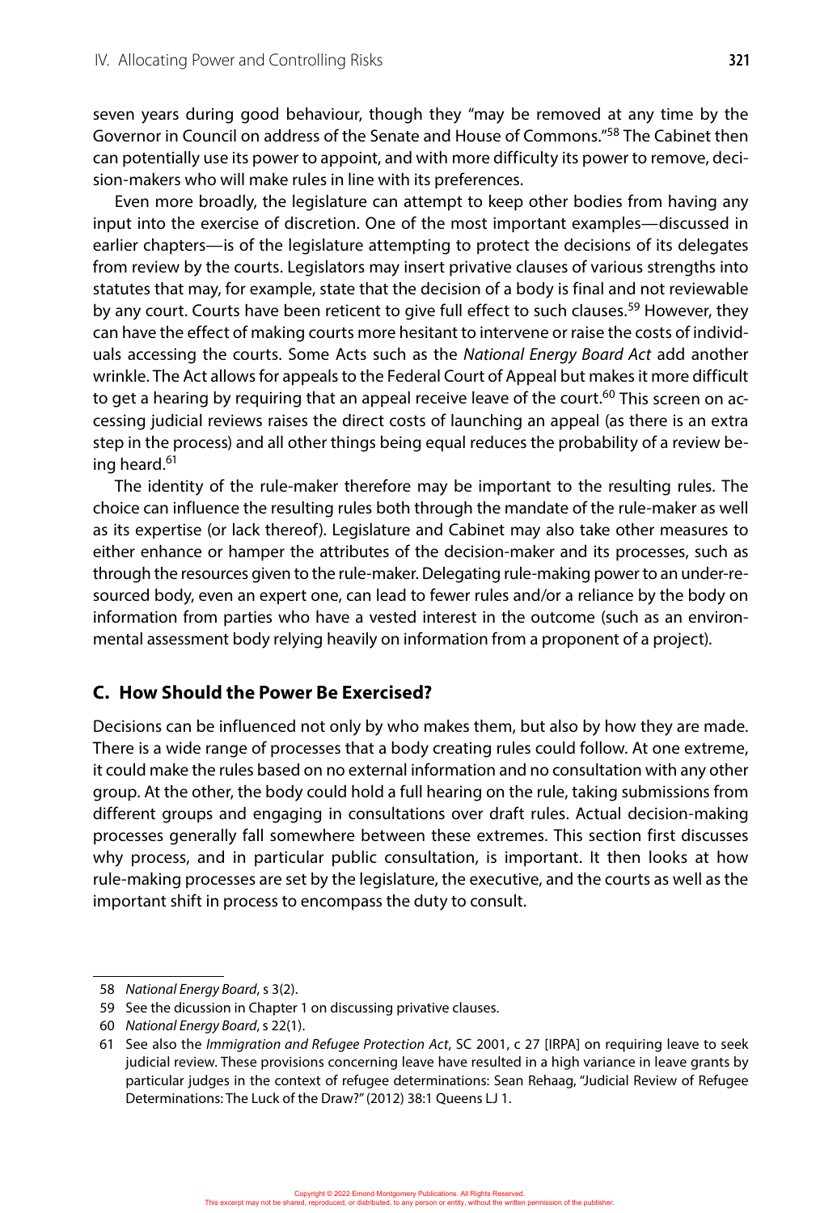seven years during good behaviour, though they "may be removed at any time by the Governor in Council on address of the Senate and House of Commons."[58] The Cabinet then can potentially use its power to appoint, and with more difficulty its power to remove, decision-makers who will make rules in line with its preferences.

Even more broadly, the legislature can attempt to keep other bodies from having any input into the exercise of discretion. One of the most important examples—discussed in earlier chapters—is of the legislature attempting to protect the decisions of its delegates from review by the courts. Legislators may insert privative clauses of various strengths into statutes that may, for example, state that the decision of a body is final and not reviewable by any court. Courts have been reticent to give full effect to such clauses.[59] However, they can have the effect of making courts more hesitant to intervene or raise the costs of individuals accessing the courts. Some Acts such as the *National Energy Board Act* add another wrinkle. The Act allows for appeals to the Federal Court of Appeal but makes it more difficult to get a hearing by requiring that an appeal receive leave of the court.[60] This screen on accessing judicial reviews raises the direct costs of launching an appeal (as there is an extra step in the process) and all other things being equal reduces the probability of a review being heard.[61]

The identity of the rule-maker therefore may be important to the resulting rules. The choice can influence the resulting rules both through the mandate of the rule-maker as well as its expertise (or lack thereof). Legislature and Cabinet may also take other measures to either enhance or hamper the attributes of the decision-maker and its processes, such as through the resources given to the rule-maker. Delegating rule-making power to an under-resourced body, even an expert one, can lead to fewer rules and/or a reliance by the body on information from parties who have a vested interest in the outcome (such as an environmental assessment body relying heavily on information from a proponent of a project).

## C. How Should the Power Be Exercised?

Decisions can be influenced not only by who makes them, but also by how they are made. There is a wide range of processes that a body creating rules could follow. At one extreme, it could make the rules based on no external information and no consultation with any other group. At the other, the body could hold a full hearing on the rule, taking submissions from different groups and engaging in consultations over draft rules. Actual decision-making processes generally fall somewhere between these extremes. This section first discusses why process, and in particular public consultation, is important. It then looks at how rule-making processes are set by the legislature, the executive, and the courts as well as the important shift in process to encompass the duty to consult.

---

58 *National Energy Board*, s 3(2).

59 See the dicussion in Chapter 1 on discussing privative clauses.

60 *National Energy Board*, s 22(1).

61 See also the *Immigration and Refugee Protection Act*, SC 2001, c 27 [IRPA] on requiring leave to seek judicial review. These provisions concerning leave have resulted in a high variance in leave grants by particular judges in the context of refugee determinations: Sean Rehaag, "Judicial Review of Refugee Determinations: The Luck of the Draw?" (2012) 38:1 Queens LJ 1.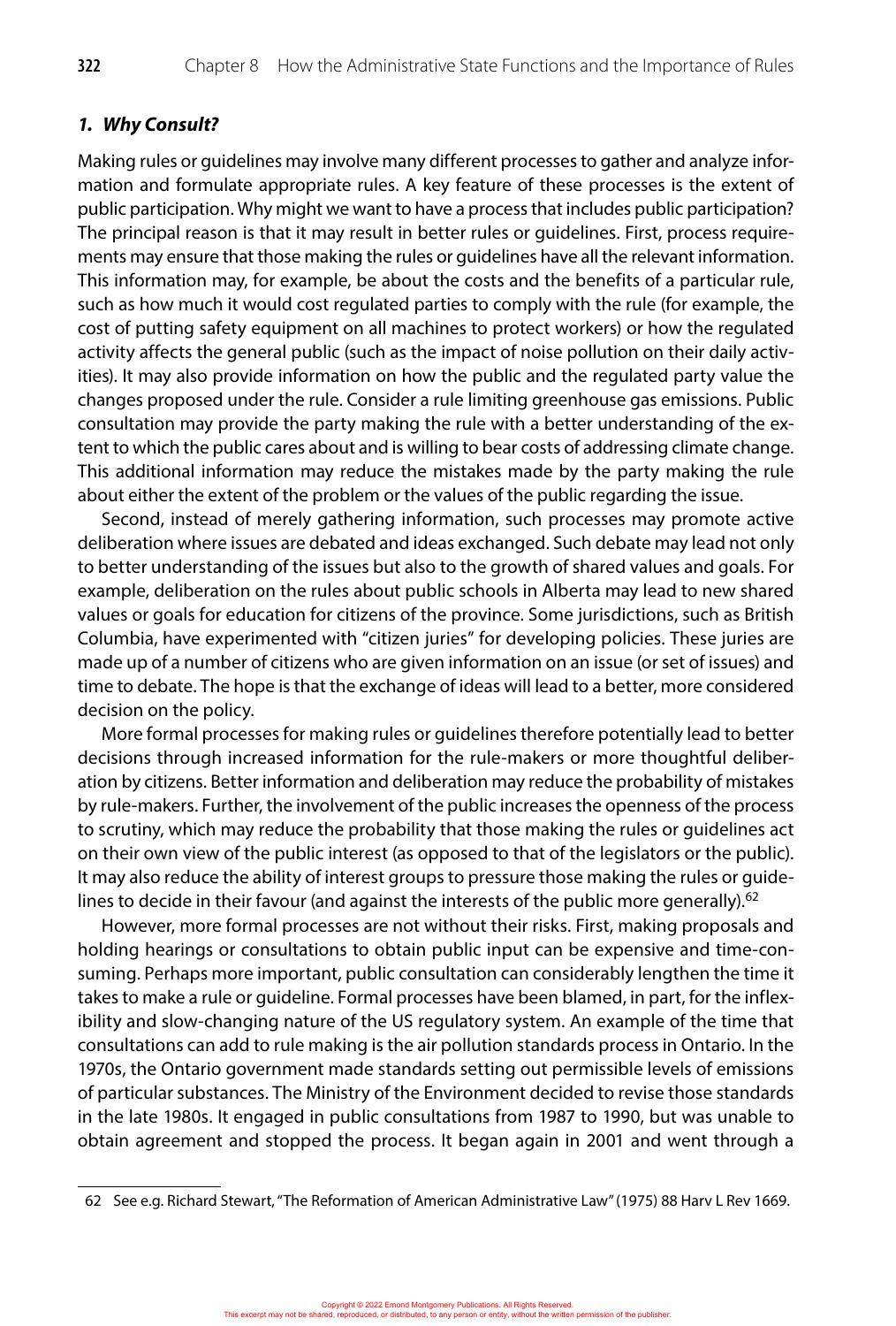### *1. Why Consult?*

Making rules or guidelines may involve many different processes to gather and analyze information and formulate appropriate rules. A key feature of these processes is the extent of public participation. Why might we want to have a process that includes public participation? The principal reason is that it may result in better rules or guidelines. First, process requirements may ensure that those making the rules or guidelines have all the relevant information. This information may, for example, be about the costs and the benefits of a particular rule, such as how much it would cost regulated parties to comply with the rule (for example, the cost of putting safety equipment on all machines to protect workers) or how the regulated activity affects the general public (such as the impact of noise pollution on their daily activities). It may also provide information on how the public and the regulated party value the changes proposed under the rule. Consider a rule limiting greenhouse gas emissions. Public consultation may provide the party making the rule with a better understanding of the extent to which the public cares about and is willing to bear costs of addressing climate change. This additional information may reduce the mistakes made by the party making the rule about either the extent of the problem or the values of the public regarding the issue.

Second, instead of merely gathering information, such processes may promote active deliberation where issues are debated and ideas exchanged. Such debate may lead not only to better understanding of the issues but also to the growth of shared values and goals. For example, deliberation on the rules about public schools in Alberta may lead to new shared values or goals for education for citizens of the province. Some jurisdictions, such as British Columbia, have experimented with "citizen juries" for developing policies. These juries are made up of a number of citizens who are given information on an issue (or set of issues) and time to debate. The hope is that the exchange of ideas will lead to a better, more considered decision on the policy.

More formal processes for making rules or guidelines therefore potentially lead to better decisions through increased information for the rule-makers or more thoughtful deliberation by citizens. Better information and deliberation may reduce the probability of mistakes by rule-makers. Further, the involvement of the public increases the openness of the process to scrutiny, which may reduce the probability that those making the rules or guidelines act on their own view of the public interest (as opposed to that of the legislators or the public). It may also reduce the ability of interest groups to pressure those making the rules or guidelines to decide in their favour (and against the interests of the public more generally).[62]

However, more formal processes are not without their risks. First, making proposals and holding hearings or consultations to obtain public input can be expensive and time-consuming. Perhaps more important, public consultation can considerably lengthen the time it takes to make a rule or guideline. Formal processes have been blamed, in part, for the inflexibility and slow-changing nature of the US regulatory system. An example of the time that consultations can add to rule making is the air pollution standards process in Ontario. In the 1970s, the Ontario government made standards setting out permissible levels of emissions of particular substances. The Ministry of the Environment decided to revise those standards in the late 1980s. It engaged in public consultations from 1987 to 1990, but was unable to obtain agreement and stopped the process. It began again in 2001 and went through a

---

62 See e.g. Richard Stewart, "The Reformation of American Administrative Law" (1975) 88 Harv L Rev 1669.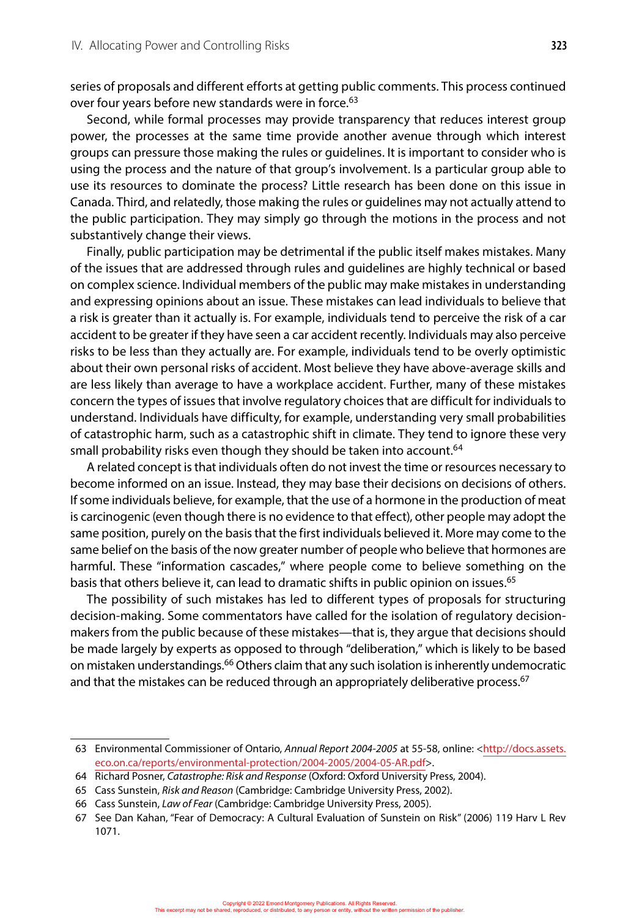series of proposals and different efforts at getting public comments. This process continued over four years before new standards were in force.[63]

Second, while formal processes may provide transparency that reduces interest group power, the processes at the same time provide another avenue through which interest groups can pressure those making the rules or guidelines. It is important to consider who is using the process and the nature of that group's involvement. Is a particular group able to use its resources to dominate the process? Little research has been done on this issue in Canada. Third, and relatedly, those making the rules or guidelines may not actually attend to the public participation. They may simply go through the motions in the process and not substantively change their views.

Finally, public participation may be detrimental if the public itself makes mistakes. Many of the issues that are addressed through rules and guidelines are highly technical or based on complex science. Individual members of the public may make mistakes in understanding and expressing opinions about an issue. These mistakes can lead individuals to believe that a risk is greater than it actually is. For example, individuals tend to perceive the risk of a car accident to be greater if they have seen a car accident recently. Individuals may also perceive risks to be less than they actually are. For example, individuals tend to be overly optimistic about their own personal risks of accident. Most believe they have above-average skills and are less likely than average to have a workplace accident. Further, many of these mistakes concern the types of issues that involve regulatory choices that are difficult for individuals to understand. Individuals have difficulty, for example, understanding very small probabilities of catastrophic harm, such as a catastrophic shift in climate. They tend to ignore these very small probability risks even though they should be taken into account.[64]

A related concept is that individuals often do not invest the time or resources necessary to become informed on an issue. Instead, they may base their decisions on decisions of others. If some individuals believe, for example, that the use of a hormone in the production of meat is carcinogenic (even though there is no evidence to that effect), other people may adopt the same position, purely on the basis that the first individuals believed it. More may come to the same belief on the basis of the now greater number of people who believe that hormones are harmful. These "information cascades," where people come to believe something on the basis that others believe it, can lead to dramatic shifts in public opinion on issues.[65]

The possibility of such mistakes has led to different types of proposals for structuring decision-making. Some commentators have called for the isolation of regulatory decision-makers from the public because of these mistakes—that is, they argue that decisions should be made largely by experts as opposed to through "deliberation," which is likely to be based on mistaken understandings.[66] Others claim that any such isolation is inherently undemocratic and that the mistakes can be reduced through an appropriately deliberative process.[67]

---

63 Environmental Commissioner of Ontario, *Annual Report 2004-2005* at 55-58, online: <http://docs.assets.eco.on.ca/reports/environmental-protection/2004-2005/2004-05-AR.pdf>.

64 Richard Posner, *Catastrophe: Risk and Response* (Oxford: Oxford University Press, 2004).

65 Cass Sunstein, *Risk and Reason* (Cambridge: Cambridge University Press, 2002).

66 Cass Sunstein, *Law of Fear* (Cambridge: Cambridge University Press, 2005).

67 See Dan Kahan, "Fear of Democracy: A Cultural Evaluation of Sunstein on Risk" (2006) 119 Harv L Rev 1071.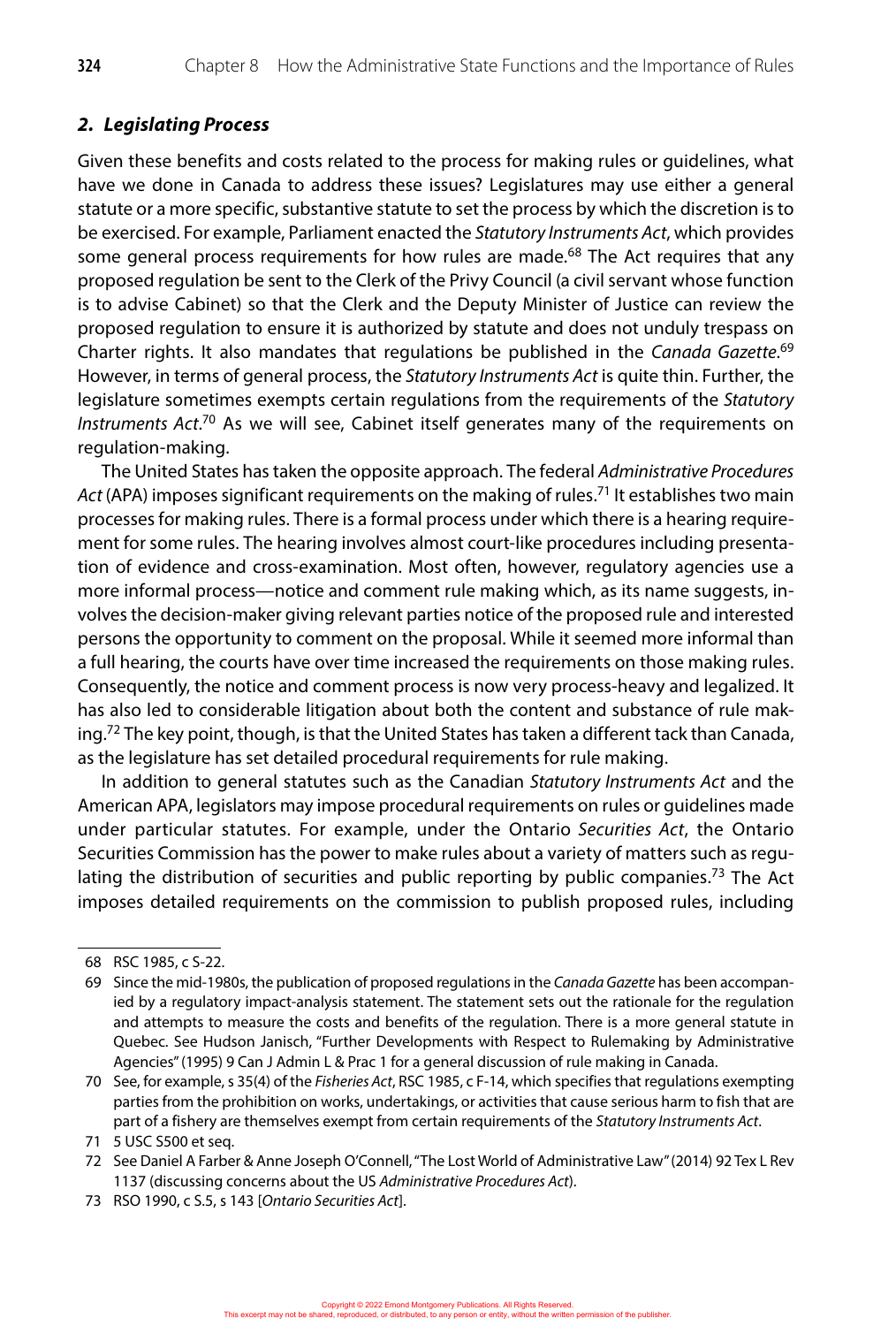### *2. Legislating Process*

Given these benefits and costs related to the process for making rules or guidelines, what have we done in Canada to address these issues? Legislatures may use either a general statute or a more specific, substantive statute to set the process by which the discretion is to be exercised. For example, Parliament enacted the *Statutory Instruments Act*, which provides some general process requirements for how rules are made.[68] The Act requires that any proposed regulation be sent to the Clerk of the Privy Council (a civil servant whose function is to advise Cabinet) so that the Clerk and the Deputy Minister of Justice can review the proposed regulation to ensure it is authorized by statute and does not unduly trespass on Charter rights. It also mandates that regulations be published in the *Canada Gazette*.[69] However, in terms of general process, the *Statutory Instruments Act* is quite thin. Further, the legislature sometimes exempts certain regulations from the requirements of the *Statutory Instruments Act*.[70] As we will see, Cabinet itself generates many of the requirements on regulation-making.

The United States has taken the opposite approach. The federal *Administrative Procedures Act* (APA) imposes significant requirements on the making of rules.[71] It establishes two main processes for making rules. There is a formal process under which there is a hearing requirement for some rules. The hearing involves almost court-like procedures including presentation of evidence and cross-examination. Most often, however, regulatory agencies use a more informal process—notice and comment rule making which, as its name suggests, involves the decision-maker giving relevant parties notice of the proposed rule and interested persons the opportunity to comment on the proposal. While it seemed more informal than a full hearing, the courts have over time increased the requirements on those making rules. Consequently, the notice and comment process is now very process-heavy and legalized. It has also led to considerable litigation about both the content and substance of rule making.[72] The key point, though, is that the United States has taken a different tack than Canada, as the legislature has set detailed procedural requirements for rule making.

In addition to general statutes such as the Canadian *Statutory Instruments Act* and the American APA, legislators may impose procedural requirements on rules or guidelines made under particular statutes. For example, under the Ontario *Securities Act*, the Ontario Securities Commission has the power to make rules about a variety of matters such as regulating the distribution of securities and public reporting by public companies.[73] The Act imposes detailed requirements on the commission to publish proposed rules, including

---

68 RSC 1985, c S-22.

69 Since the mid-1980s, the publication of proposed regulations in the *Canada Gazette* has been accompanied by a regulatory impact-analysis statement. The statement sets out the rationale for the regulation and attempts to measure the costs and benefits of the regulation. There is a more general statute in Quebec. See Hudson Janisch, "Further Developments with Respect to Rulemaking by Administrative Agencies" (1995) 9 Can J Admin L & Prac 1 for a general discussion of rule making in Canada.

70 See, for example, s 35(4) of the *Fisheries Act*, RSC 1985, c F-14, which specifies that regulations exempting parties from the prohibition on works, undertakings, or activities that cause serious harm to fish that are part of a fishery are themselves exempt from certain requirements of the *Statutory Instruments Act*.

71 5 USC S500 et seq.

72 See Daniel A Farber & Anne Joseph O'Connell, "The Lost World of Administrative Law" (2014) 92 Tex L Rev 1137 (discussing concerns about the US *Administrative Procedures Act*).

73 RSO 1990, c S.5, s 143 [*Ontario Securities Act*].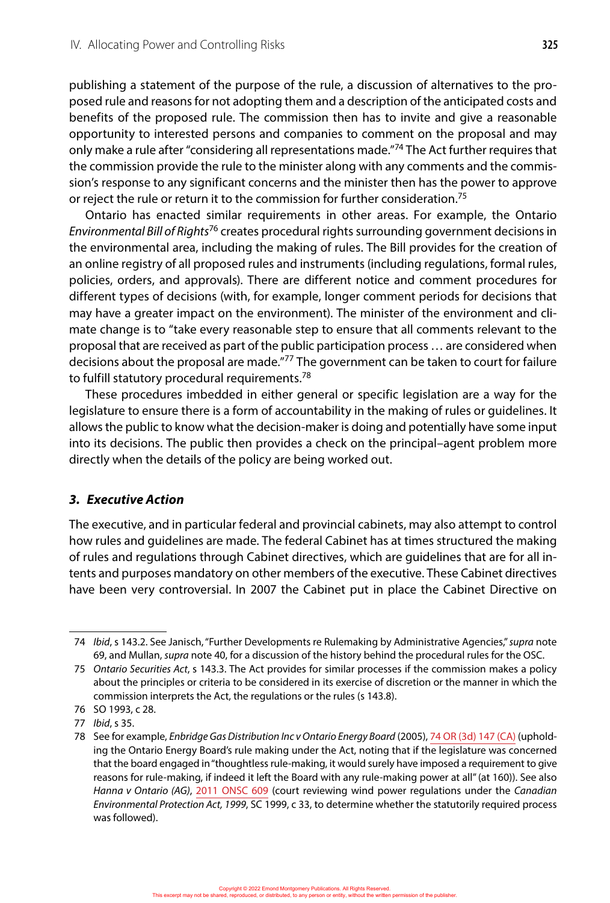publishing a statement of the purpose of the rule, a discussion of alternatives to the proposed rule and reasons for not adopting them and a description of the anticipated costs and benefits of the proposed rule. The commission then has to invite and give a reasonable opportunity to interested persons and companies to comment on the proposal and may only make a rule after "considering all representations made."[74] The Act further requires that the commission provide the rule to the minister along with any comments and the commission's response to any significant concerns and the minister then has the power to approve or reject the rule or return it to the commission for further consideration.[75]

Ontario has enacted similar requirements in other areas. For example, the Ontario *Environmental Bill of Rights*[76] creates procedural rights surrounding government decisions in the environmental area, including the making of rules. The Bill provides for the creation of an online registry of all proposed rules and instruments (including regulations, formal rules, policies, orders, and approvals). There are different notice and comment procedures for different types of decisions (with, for example, longer comment periods for decisions that may have a greater impact on the environment). The minister of the environment and climate change is to "take every reasonable step to ensure that all comments relevant to the proposal that are received as part of the public participation process … are considered when decisions about the proposal are made."[77] The government can be taken to court for failure to fulfill statutory procedural requirements.[78]

These procedures imbedded in either general or specific legislation are a way for the legislature to ensure there is a form of accountability in the making of rules or guidelines. It allows the public to know what the decision-maker is doing and potentially have some input into its decisions. The public then provides a check on the principal–agent problem more directly when the details of the policy are being worked out.

### *3. Executive Action*

The executive, and in particular federal and provincial cabinets, may also attempt to control how rules and guidelines are made. The federal Cabinet has at times structured the making of rules and regulations through Cabinet directives, which are guidelines that are for all intents and purposes mandatory on other members of the executive. These Cabinet directives have been very controversial. In 2007 the Cabinet put in place the Cabinet Directive on

---

74 *Ibid*, s 143.2. See Janisch, "Further Developments re Rulemaking by Administrative Agencies," *supra* note 69, and Mullan, *supra* note 40, for a discussion of the history behind the procedural rules for the OSC.

75 *Ontario Securities Act*, s 143.3. The Act provides for similar processes if the commission makes a policy about the principles or criteria to be considered in its exercise of discretion or the manner in which the commission interprets the Act, the regulations or the rules (s 143.8).

76 SO 1993, c 28.

77 *Ibid*, s 35.

78 See for example, *Enbridge Gas Distribution Inc v Ontario Energy Board* (2005), 74 OR (3d) 147 (CA) (upholding the Ontario Energy Board's rule making under the Act, noting that if the legislature was concerned that the board engaged in "thoughtless rule-making, it would surely have imposed a requirement to give reasons for rule-making, if indeed it left the Board with any rule-making power at all" (at 160)). See also *Hanna v Ontario (AG)*, 2011 ONSC 609 (court reviewing wind power regulations under the *Canadian Environmental Protection Act, 1999*, SC 1999, c 33, to determine whether the statutorily required process was followed).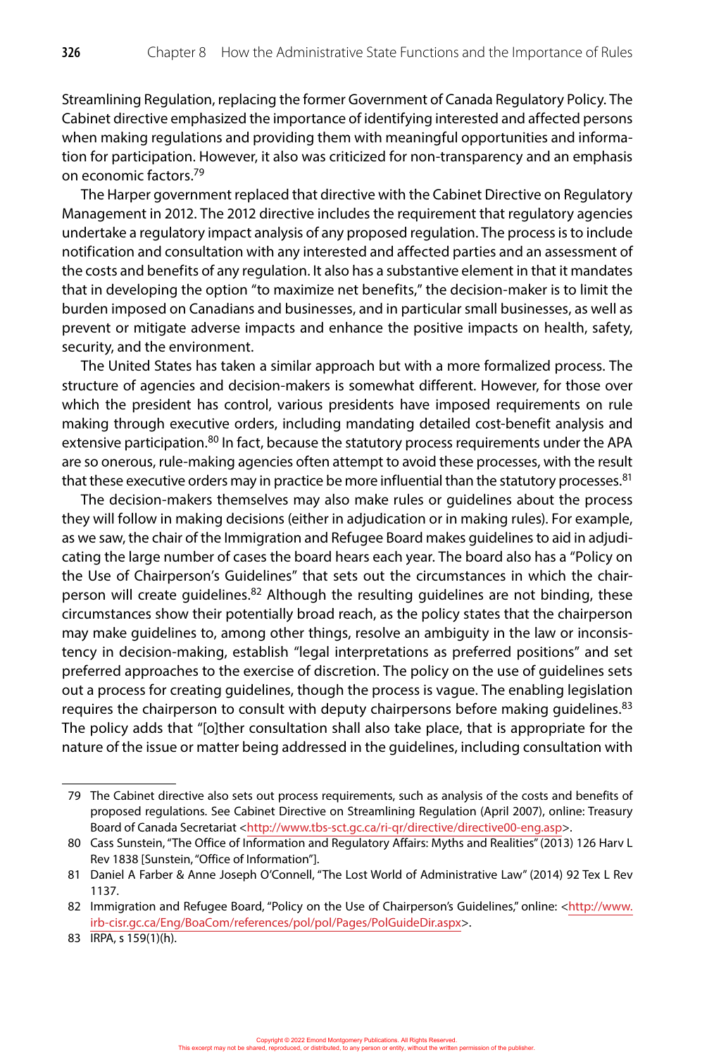Streamlining Regulation, replacing the former Government of Canada Regulatory Policy. The Cabinet directive emphasized the importance of identifying interested and affected persons when making regulations and providing them with meaningful opportunities and information for participation. However, it also was criticized for non-transparency and an emphasis on economic factors.[79]

The Harper government replaced that directive with the Cabinet Directive on Regulatory Management in 2012. The 2012 directive includes the requirement that regulatory agencies undertake a regulatory impact analysis of any proposed regulation. The process is to include notification and consultation with any interested and affected parties and an assessment of the costs and benefits of any regulation. It also has a substantive element in that it mandates that in developing the option "to maximize net benefits," the decision-maker is to limit the burden imposed on Canadians and businesses, and in particular small businesses, as well as prevent or mitigate adverse impacts and enhance the positive impacts on health, safety, security, and the environment.

The United States has taken a similar approach but with a more formalized process. The structure of agencies and decision-makers is somewhat different. However, for those over which the president has control, various presidents have imposed requirements on rule making through executive orders, including mandating detailed cost-benefit analysis and extensive participation.[80] In fact, because the statutory process requirements under the APA are so onerous, rule-making agencies often attempt to avoid these processes, with the result that these executive orders may in practice be more influential than the statutory processes.[81]

The decision-makers themselves may also make rules or guidelines about the process they will follow in making decisions (either in adjudication or in making rules). For example, as we saw, the chair of the Immigration and Refugee Board makes guidelines to aid in adjudicating the large number of cases the board hears each year. The board also has a "Policy on the Use of Chairperson's Guidelines" that sets out the circumstances in which the chairperson will create guidelines.[82] Although the resulting guidelines are not binding, these circumstances show their potentially broad reach, as the policy states that the chairperson may make guidelines to, among other things, resolve an ambiguity in the law or inconsistency in decision-making, establish "legal interpretations as preferred positions" and set preferred approaches to the exercise of discretion. The policy on the use of guidelines sets out a process for creating guidelines, though the process is vague. The enabling legislation requires the chairperson to consult with deputy chairpersons before making guidelines.[83] The policy adds that "[o]ther consultation shall also take place, that is appropriate for the nature of the issue or matter being addressed in the guidelines, including consultation with

---

79 The Cabinet directive also sets out process requirements, such as analysis of the costs and benefits of proposed regulations. See Cabinet Directive on Streamlining Regulation (April 2007), online: Treasury Board of Canada Secretariat <http://www.tbs-sct.gc.ca/ri-qr/directive/directive00-eng.asp>.

80 Cass Sunstein, "The Office of Information and Regulatory Affairs: Myths and Realities" (2013) 126 Harv L Rev 1838 [Sunstein, "Office of Information"].

81 Daniel A Farber & Anne Joseph O'Connell, "The Lost World of Administrative Law" (2014) 92 Tex L Rev 1137.

82 Immigration and Refugee Board, "Policy on the Use of Chairperson's Guidelines," online: <http://www.irb-cisr.gc.ca/Eng/BoaCom/references/pol/pol/Pages/PolGuideDir.aspx>.

83 IRPA, s 159(1)(h).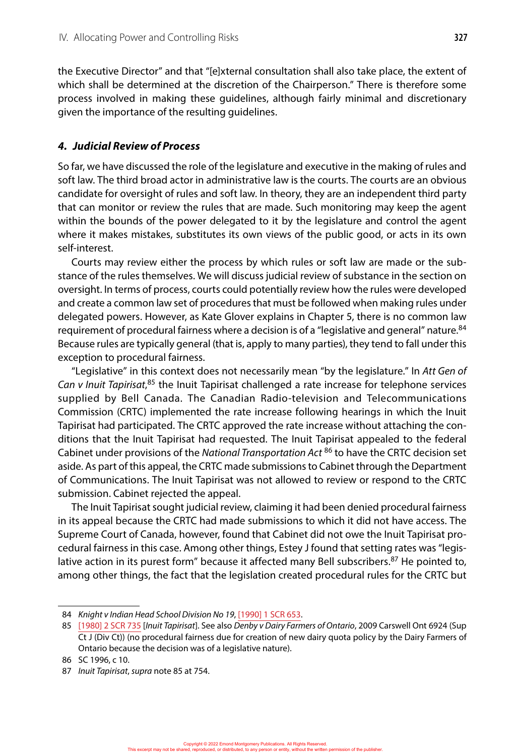the Executive Director" and that "[e]xternal consultation shall also take place, the extent of which shall be determined at the discretion of the Chairperson." There is therefore some process involved in making these guidelines, although fairly minimal and discretionary given the importance of the resulting guidelines.

#### *4. Judicial Review of Process*

So far, we have discussed the role of the legislature and executive in the making of rules and soft law. The third broad actor in administrative law is the courts. The courts are an obvious candidate for oversight of rules and soft law. In theory, they are an independent third party that can monitor or review the rules that are made. Such monitoring may keep the agent within the bounds of the power delegated to it by the legislature and control the agent where it makes mistakes, substitutes its own views of the public good, or acts in its own self-interest.

Courts may review either the process by which rules or soft law are made or the substance of the rules themselves. We will discuss judicial review of substance in the section on oversight. In terms of process, courts could potentially review how the rules were developed and create a common law set of procedures that must be followed when making rules under delegated powers. However, as Kate Glover explains in Chapter 5, there is no common law requirement of procedural fairness where a decision is of a "legislative and general" nature.[84] Because rules are typically general (that is, apply to many parties), they tend to fall under this exception to procedural fairness.

"Legislative" in this context does not necessarily mean "by the legislature." In *Att Gen of Can v Inuit Tapirisat*,[85] the Inuit Tapirisat challenged a rate increase for telephone services supplied by Bell Canada. The Canadian Radio-television and Telecommunications Commission (CRTC) implemented the rate increase following hearings in which the Inuit Tapirisat had participated. The CRTC approved the rate increase without attaching the conditions that the Inuit Tapirisat had requested. The Inuit Tapirisat appealed to the federal Cabinet under provisions of the *National Transportation Act*[86] to have the CRTC decision set aside. As part of this appeal, the CRTC made submissions to Cabinet through the Department of Communications. The Inuit Tapirisat was not allowed to review or respond to the CRTC submission. Cabinet rejected the appeal.

The Inuit Tapirisat sought judicial review, claiming it had been denied procedural fairness in its appeal because the CRTC had made submissions to which it did not have access. The Supreme Court of Canada, however, found that Cabinet did not owe the Inuit Tapirisat procedural fairness in this case. Among other things, Estey J found that setting rates was "legislative action in its purest form" because it affected many Bell subscribers.[87] He pointed to, among other things, the fact that the legislation created procedural rules for the CRTC but

---

84 *Knight v Indian Head School Division No 19*, [1990] 1 SCR 653.

85 [1980] 2 SCR 735 [*Inuit Tapirisat*]. See also *Denby v Dairy Farmers of Ontario*, 2009 Carswell Ont 6924 (Sup Ct J (Div Ct)) (no procedural fairness due for creation of new dairy quota policy by the Dairy Farmers of Ontario because the decision was of a legislative nature).

86 SC 1996, c 10.

87 *Inuit Tapirisat*, *supra* note 85 at 754.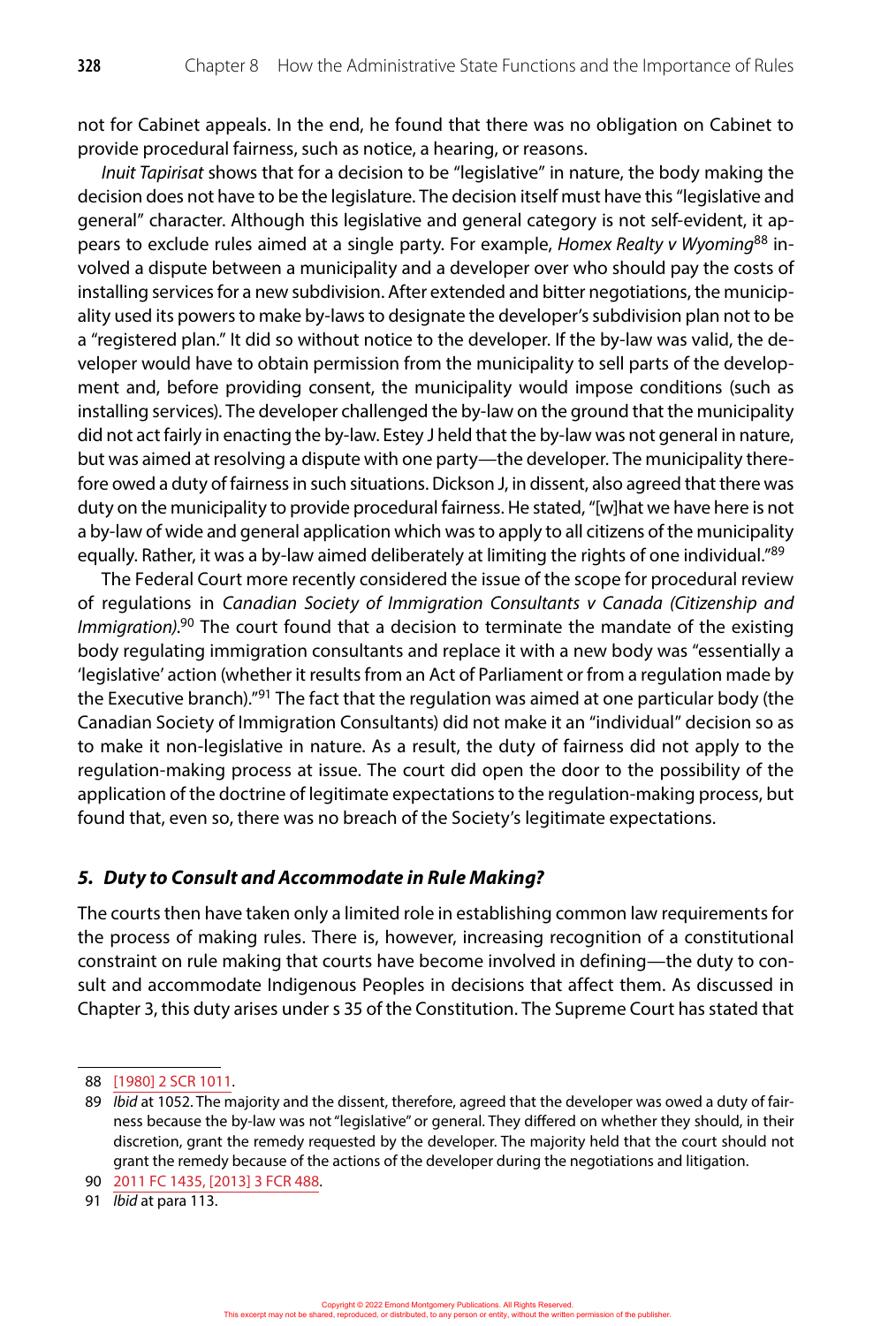not for Cabinet appeals. In the end, he found that there was no obligation on Cabinet to provide procedural fairness, such as notice, a hearing, or reasons.

*Inuit Tapirisat* shows that for a decision to be "legislative" in nature, the body making the decision does not have to be the legislature. The decision itself must have this "legislative and general" character. Although this legislative and general category is not self-evident, it appears to exclude rules aimed at a single party. For example, *Homex Realty v Wyoming*[88] involved a dispute between a municipality and a developer over who should pay the costs of installing services for a new subdivision. After extended and bitter negotiations, the municipality used its powers to make by-laws to designate the developer's subdivision plan not to be a "registered plan." It did so without notice to the developer. If the by-law was valid, the developer would have to obtain permission from the municipality to sell parts of the development and, before providing consent, the municipality would impose conditions (such as installing services). The developer challenged the by-law on the ground that the municipality did not act fairly in enacting the by-law. Estey J held that the by-law was not general in nature, but was aimed at resolving a dispute with one party—the developer. The municipality therefore owed a duty of fairness in such situations. Dickson J, in dissent, also agreed that there was duty on the municipality to provide procedural fairness. He stated, "[w]hat we have here is not a by-law of wide and general application which was to apply to all citizens of the municipality equally. Rather, it was a by-law aimed deliberately at limiting the rights of one individual."[89]

The Federal Court more recently considered the issue of the scope for procedural review of regulations in *Canadian Society of Immigration Consultants v Canada (Citizenship and Immigration)*.[90] The court found that a decision to terminate the mandate of the existing body regulating immigration consultants and replace it with a new body was "essentially a 'legislative' action (whether it results from an Act of Parliament or from a regulation made by the Executive branch)."[91] The fact that the regulation was aimed at one particular body (the Canadian Society of Immigration Consultants) did not make it an "individual" decision so as to make it non-legislative in nature. As a result, the duty of fairness did not apply to the regulation-making process at issue. The court did open the door to the possibility of the application of the doctrine of legitimate expectations to the regulation-making process, but found that, even so, there was no breach of the Society's legitimate expectations.

### *5. Duty to Consult and Accommodate in Rule Making?*

The courts then have taken only a limited role in establishing common law requirements for the process of making rules. There is, however, increasing recognition of a constitutional constraint on rule making that courts have become involved in defining—the duty to consult and accommodate Indigenous Peoples in decisions that affect them. As discussed in Chapter 3, this duty arises under s 35 of the Constitution. The Supreme Court has stated that

---

88 [1980] 2 SCR 1011.

89 *Ibid* at 1052. The majority and the dissent, therefore, agreed that the developer was owed a duty of fairness because the by-law was not "legislative" or general. They differed on whether they should, in their discretion, grant the remedy requested by the developer. The majority held that the court should not grant the remedy because of the actions of the developer during the negotiations and litigation.

90 2011 FC 1435, [2013] 3 FCR 488.

91 *Ibid* at para 113.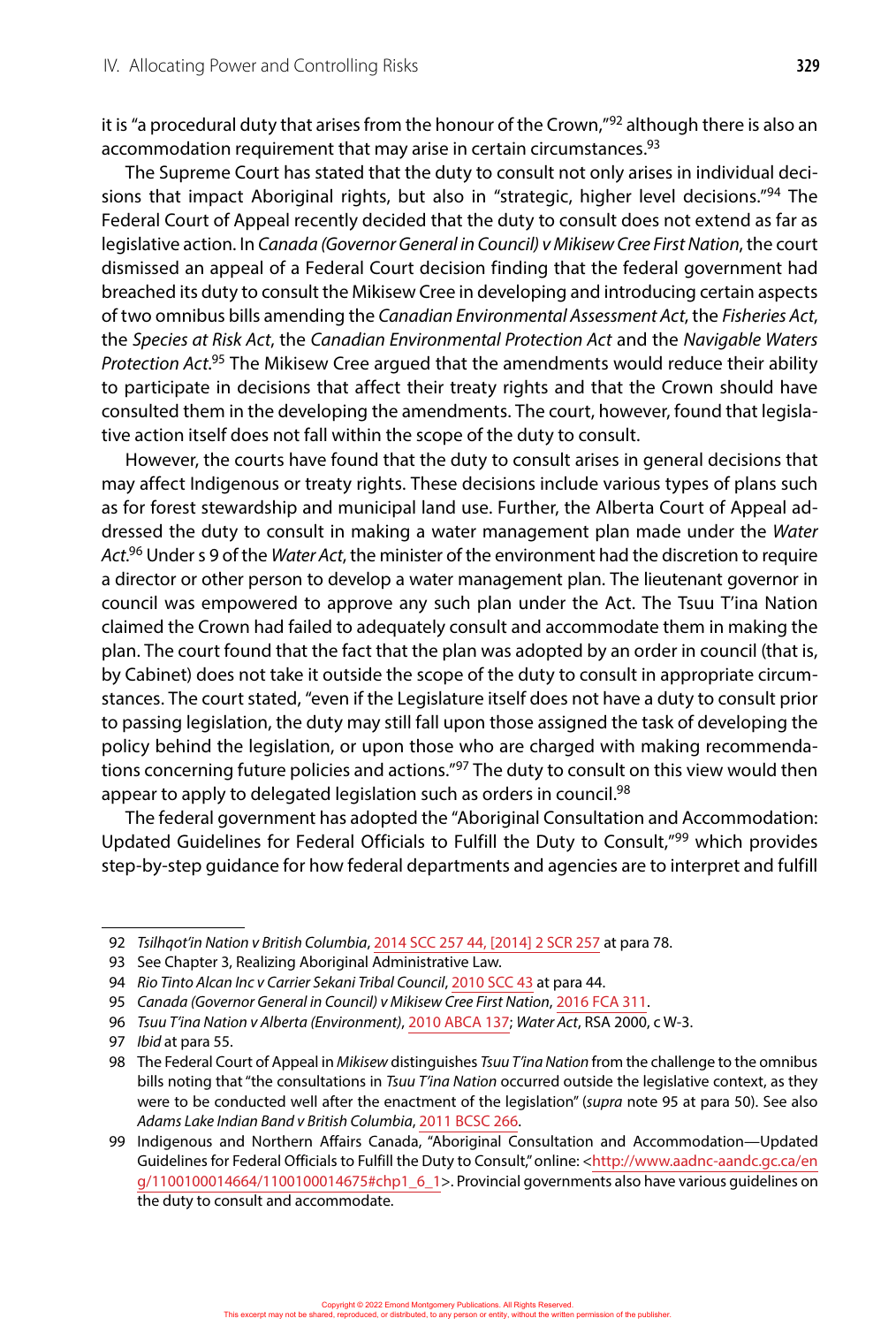it is "a procedural duty that arises from the honour of the Crown,"[92] although there is also an accommodation requirement that may arise in certain circumstances.[93]

The Supreme Court has stated that the duty to consult not only arises in individual decisions that impact Aboriginal rights, but also in "strategic, higher level decisions."[94] The Federal Court of Appeal recently decided that the duty to consult does not extend as far as legislative action. In *Canada (Governor General in Council) v Mikisew Cree First Nation*, the court dismissed an appeal of a Federal Court decision finding that the federal government had breached its duty to consult the Mikisew Cree in developing and introducing certain aspects of two omnibus bills amending the *Canadian Environmental Assessment Act*, the *Fisheries Act*, the *Species at Risk Act*, the *Canadian Environmental Protection Act* and the *Navigable Waters Protection Act*.[95] The Mikisew Cree argued that the amendments would reduce their ability to participate in decisions that affect their treaty rights and that the Crown should have consulted them in the developing the amendments. The court, however, found that legislative action itself does not fall within the scope of the duty to consult.

However, the courts have found that the duty to consult arises in general decisions that may affect Indigenous or treaty rights. These decisions include various types of plans such as for forest stewardship and municipal land use. Further, the Alberta Court of Appeal addressed the duty to consult in making a water management plan made under the *Water Act*.[96] Under s 9 of the *Water Act*, the minister of the environment had the discretion to require a director or other person to develop a water management plan. The lieutenant governor in council was empowered to approve any such plan under the Act. The Tsuu T'ina Nation claimed the Crown had failed to adequately consult and accommodate them in making the plan. The court found that the fact that the plan was adopted by an order in council (that is, by Cabinet) does not take it outside the scope of the duty to consult in appropriate circumstances. The court stated, "even if the Legislature itself does not have a duty to consult prior to passing legislation, the duty may still fall upon those assigned the task of developing the policy behind the legislation, or upon those who are charged with making recommendations concerning future policies and actions."[97] The duty to consult on this view would then appear to apply to delegated legislation such as orders in council.[98]

The federal government has adopted the "Aboriginal Consultation and Accommodation: Updated Guidelines for Federal Officials to Fulfill the Duty to Consult,"[99] which provides step-by-step guidance for how federal departments and agencies are to interpret and fulfill

---

92 *Tsilhqot'in Nation v British Columbia*, 2014 SCC 257 44, [2014] 2 SCR 257 at para 78.

93 See Chapter 3, Realizing Aboriginal Administrative Law.

94 *Rio Tinto Alcan Inc v Carrier Sekani Tribal Council*, 2010 SCC 43 at para 44.

95 *Canada (Governor General in Council) v Mikisew Cree First Nation*, 2016 FCA 311.

96 *Tsuu T'ina Nation v Alberta (Environment)*, 2010 ABCA 137; *Water Act*, RSA 2000, c W-3.

97 *Ibid* at para 55.

98 The Federal Court of Appeal in *Mikisew* distinguishes *Tsuu T'ina Nation* from the challenge to the omnibus bills noting that "the consultations in *Tsuu T'ina Nation* occurred outside the legislative context, as they were to be conducted well after the enactment of the legislation" (*supra* note 95 at para 50). See also *Adams Lake Indian Band v British Columbia*, 2011 BCSC 266.

99 Indigenous and Northern Affairs Canada, "Aboriginal Consultation and Accommodation—Updated Guidelines for Federal Officials to Fulfill the Duty to Consult," online: <http://www.aadnc-aandc.gc.ca/eng/1100100014664/1100100014675#chp1_6_1>. Provincial governments also have various guidelines on the duty to consult and accommodate.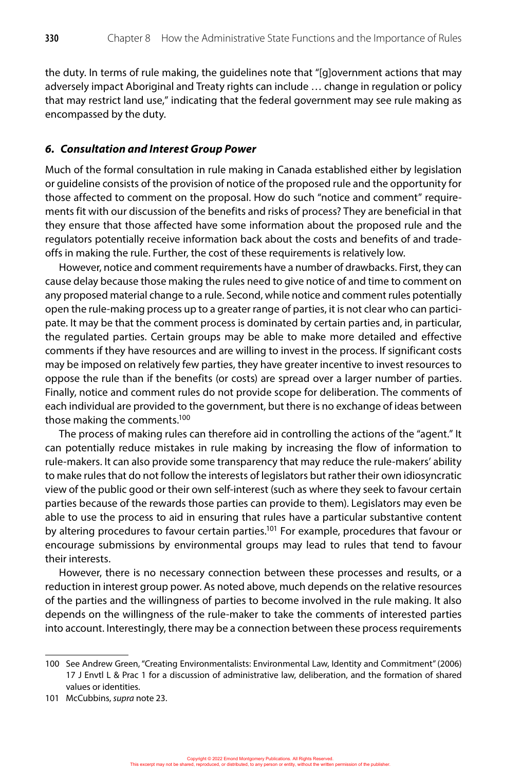the duty. In terms of rule making, the guidelines note that "[g]overnment actions that may adversely impact Aboriginal and Treaty rights can include … change in regulation or policy that may restrict land use," indicating that the federal government may see rule making as encompassed by the duty.

### *6. Consultation and Interest Group Power*

Much of the formal consultation in rule making in Canada established either by legislation or guideline consists of the provision of notice of the proposed rule and the opportunity for those affected to comment on the proposal. How do such "notice and comment" requirements fit with our discussion of the benefits and risks of process? They are beneficial in that they ensure that those affected have some information about the proposed rule and the regulators potentially receive information back about the costs and benefits of and trade-offs in making the rule. Further, the cost of these requirements is relatively low.

However, notice and comment requirements have a number of drawbacks. First, they can cause delay because those making the rules need to give notice of and time to comment on any proposed material change to a rule. Second, while notice and comment rules potentially open the rule-making process up to a greater range of parties, it is not clear who can participate. It may be that the comment process is dominated by certain parties and, in particular, the regulated parties. Certain groups may be able to make more detailed and effective comments if they have resources and are willing to invest in the process. If significant costs may be imposed on relatively few parties, they have greater incentive to invest resources to oppose the rule than if the benefits (or costs) are spread over a larger number of parties. Finally, notice and comment rules do not provide scope for deliberation. The comments of each individual are provided to the government, but there is no exchange of ideas between those making the comments.[100]

The process of making rules can therefore aid in controlling the actions of the "agent." It can potentially reduce mistakes in rule making by increasing the flow of information to rule-makers. It can also provide some transparency that may reduce the rule-makers' ability to make rules that do not follow the interests of legislators but rather their own idiosyncratic view of the public good or their own self-interest (such as where they seek to favour certain parties because of the rewards those parties can provide to them). Legislators may even be able to use the process to aid in ensuring that rules have a particular substantive content by altering procedures to favour certain parties.[101] For example, procedures that favour or encourage submissions by environmental groups may lead to rules that tend to favour their interests.

However, there is no necessary connection between these processes and results, or a reduction in interest group power. As noted above, much depends on the relative resources of the parties and the willingness of parties to become involved in the rule making. It also depends on the willingness of the rule-maker to take the comments of interested parties into account. Interestingly, there may be a connection between these process requirements

---

100 See Andrew Green, "Creating Environmentalists: Environmental Law, Identity and Commitment" (2006) 17 J Envtl L & Prac 1 for a discussion of administrative law, deliberation, and the formation of shared values or identities.

101 McCubbins, *supra* note 23.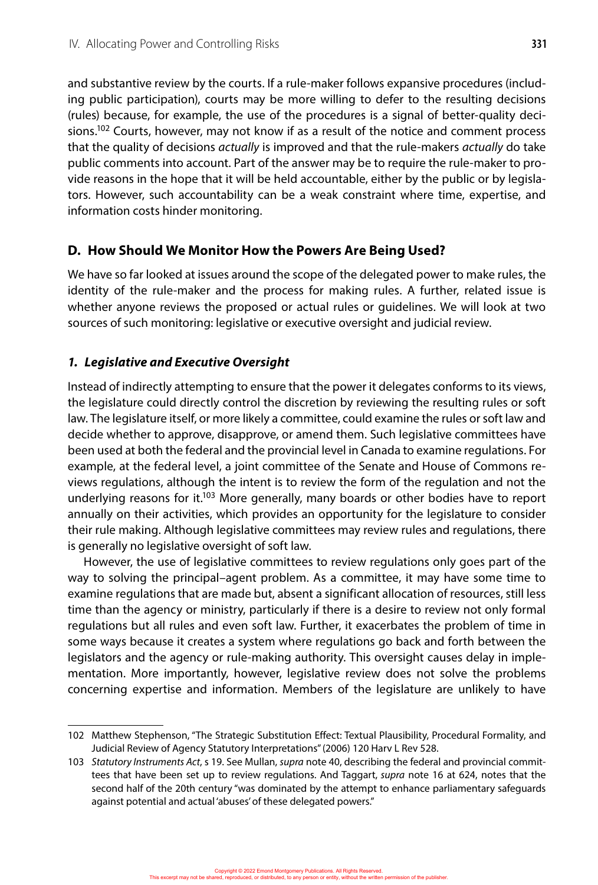and substantive review by the courts. If a rule-maker follows expansive procedures (including public participation), courts may be more willing to defer to the resulting decisions (rules) because, for example, the use of the procedures is a signal of better-quality decisions.[102] Courts, however, may not know if as a result of the notice and comment process that the quality of decisions *actually* is improved and that the rule-makers *actually* do take public comments into account. Part of the answer may be to require the rule-maker to provide reasons in the hope that it will be held accountable, either by the public or by legislators. However, such accountability can be a weak constraint where time, expertise, and information costs hinder monitoring.

## D. How Should We Monitor How the Powers Are Being Used?

We have so far looked at issues around the scope of the delegated power to make rules, the identity of the rule-maker and the process for making rules. A further, related issue is whether anyone reviews the proposed or actual rules or guidelines. We will look at two sources of such monitoring: legislative or executive oversight and judicial review.

### *1. Legislative and Executive Oversight*

Instead of indirectly attempting to ensure that the power it delegates conforms to its views, the legislature could directly control the discretion by reviewing the resulting rules or soft law. The legislature itself, or more likely a committee, could examine the rules or soft law and decide whether to approve, disapprove, or amend them. Such legislative committees have been used at both the federal and the provincial level in Canada to examine regulations. For example, at the federal level, a joint committee of the Senate and House of Commons reviews regulations, although the intent is to review the form of the regulation and not the underlying reasons for it.[103] More generally, many boards or other bodies have to report annually on their activities, which provides an opportunity for the legislature to consider their rule making. Although legislative committees may review rules and regulations, there is generally no legislative oversight of soft law.

However, the use of legislative committees to review regulations only goes part of the way to solving the principal–agent problem. As a committee, it may have some time to examine regulations that are made but, absent a significant allocation of resources, still less time than the agency or ministry, particularly if there is a desire to review not only formal regulations but all rules and even soft law. Further, it exacerbates the problem of time in some ways because it creates a system where regulations go back and forth between the legislators and the agency or rule-making authority. This oversight causes delay in implementation. More importantly, however, legislative review does not solve the problems concerning expertise and information. Members of the legislature are unlikely to have

---

102 Matthew Stephenson, "The Strategic Substitution Effect: Textual Plausibility, Procedural Formality, and Judicial Review of Agency Statutory Interpretations" (2006) 120 Harv L Rev 528.

103 *Statutory Instruments Act*, s 19. See Mullan, *supra* note 40, describing the federal and provincial committees that have been set up to review regulations. And Taggart, *supra* note 16 at 624, notes that the second half of the 20th century "was dominated by the attempt to enhance parliamentary safeguards against potential and actual 'abuses' of these delegated powers."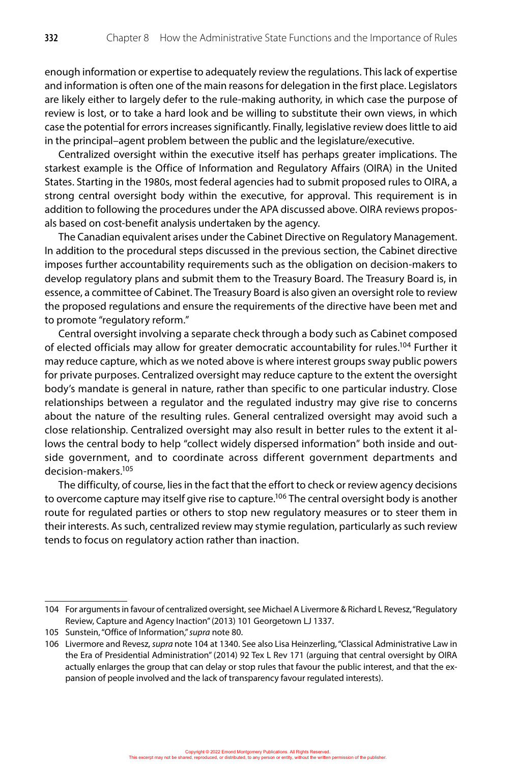enough information or expertise to adequately review the regulations. This lack of expertise and information is often one of the main reasons for delegation in the first place. Legislators are likely either to largely defer to the rule-making authority, in which case the purpose of review is lost, or to take a hard look and be willing to substitute their own views, in which case the potential for errors increases significantly. Finally, legislative review does little to aid in the principal–agent problem between the public and the legislature/executive.

Centralized oversight within the executive itself has perhaps greater implications. The starkest example is the Office of Information and Regulatory Affairs (OIRA) in the United States. Starting in the 1980s, most federal agencies had to submit proposed rules to OIRA, a strong central oversight body within the executive, for approval. This requirement is in addition to following the procedures under the APA discussed above. OIRA reviews proposals based on cost-benefit analysis undertaken by the agency.

The Canadian equivalent arises under the Cabinet Directive on Regulatory Management. In addition to the procedural steps discussed in the previous section, the Cabinet directive imposes further accountability requirements such as the obligation on decision-makers to develop regulatory plans and submit them to the Treasury Board. The Treasury Board is, in essence, a committee of Cabinet. The Treasury Board is also given an oversight role to review the proposed regulations and ensure the requirements of the directive have been met and to promote "regulatory reform."

Central oversight involving a separate check through a body such as Cabinet composed of elected officials may allow for greater democratic accountability for rules.[104] Further it may reduce capture, which as we noted above is where interest groups sway public powers for private purposes. Centralized oversight may reduce capture to the extent the oversight body's mandate is general in nature, rather than specific to one particular industry. Close relationships between a regulator and the regulated industry may give rise to concerns about the nature of the resulting rules. General centralized oversight may avoid such a close relationship. Centralized oversight may also result in better rules to the extent it allows the central body to help "collect widely dispersed information" both inside and outside government, and to coordinate across different government departments and decision-makers.[105]

The difficulty, of course, lies in the fact that the effort to check or review agency decisions to overcome capture may itself give rise to capture.[106] The central oversight body is another route for regulated parties or others to stop new regulatory measures or to steer them in their interests. As such, centralized review may stymie regulation, particularly as such review tends to focus on regulatory action rather than inaction.

---

104 For arguments in favour of centralized oversight, see Michael A Livermore & Richard L Revesz, "Regulatory Review, Capture and Agency Inaction" (2013) 101 Georgetown LJ 1337.

105 Sunstein, "Office of Information," *supra* note 80.

106 Livermore and Revesz, *supra* note 104 at 1340. See also Lisa Heinzerling, "Classical Administrative Law in the Era of Presidential Administration" (2014) 92 Tex L Rev 171 (arguing that central oversight by OIRA actually enlarges the group that can delay or stop rules that favour the public interest, and that the expansion of people involved and the lack of transparency favour regulated interests).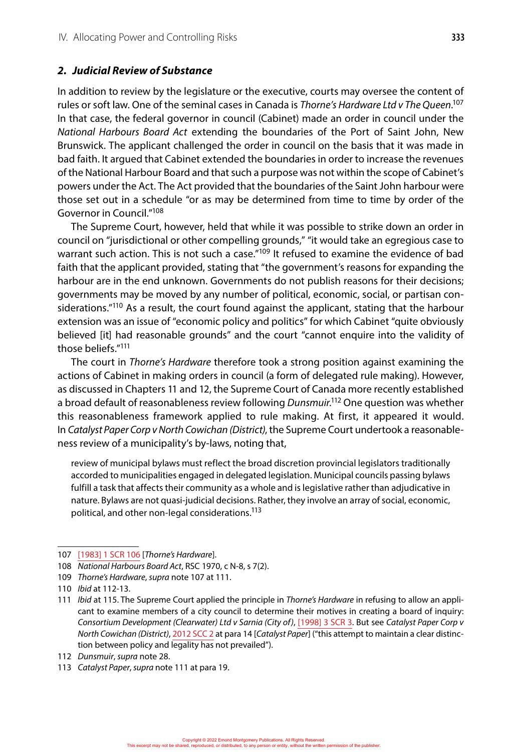### *2. Judicial Review of Substance*

In addition to review by the legislature or the executive, courts may oversee the content of rules or soft law. One of the seminal cases in Canada is *Thorne's Hardware Ltd v The Queen*.[107] In that case, the federal governor in council (Cabinet) made an order in council under the *National Harbours Board Act* extending the boundaries of the Port of Saint John, New Brunswick. The applicant challenged the order in council on the basis that it was made in bad faith. It argued that Cabinet extended the boundaries in order to increase the revenues of the National Harbour Board and that such a purpose was not within the scope of Cabinet's powers under the Act. The Act provided that the boundaries of the Saint John harbour were those set out in a schedule "or as may be determined from time to time by order of the Governor in Council."[108]

The Supreme Court, however, held that while it was possible to strike down an order in council on "jurisdictional or other compelling grounds," "it would take an egregious case to warrant such action. This is not such a case."[109] It refused to examine the evidence of bad faith that the applicant provided, stating that "the government's reasons for expanding the harbour are in the end unknown. Governments do not publish reasons for their decisions; governments may be moved by any number of political, economic, social, or partisan considerations."[110] As a result, the court found against the applicant, stating that the harbour extension was an issue of "economic policy and politics" for which Cabinet "quite obviously believed [it] had reasonable grounds" and the court "cannot enquire into the validity of those beliefs."[111]

The court in *Thorne's Hardware* therefore took a strong position against examining the actions of Cabinet in making orders in council (a form of delegated rule making). However, as discussed in Chapters 11 and 12, the Supreme Court of Canada more recently established a broad default of reasonableness review following *Dunsmuir*.[112] One question was whether this reasonableness framework applied to rule making. At first, it appeared it would. In *Catalyst Paper Corp v North Cowichan (District)*, the Supreme Court undertook a reasonableness review of a municipality's by-laws, noting that,

> review of municipal bylaws must reflect the broad discretion provincial legislators traditionally accorded to municipalities engaged in delegated legislation. Municipal councils passing bylaws fulfill a task that affects their community as a whole and is legislative rather than adjudicative in nature. Bylaws are not quasi-judicial decisions. Rather, they involve an array of social, economic, political, and other non-legal considerations.[113]

---

107 [1983] 1 SCR 106 [*Thorne's Hardware*].

108 *National Harbours Board Act*, RSC 1970, c N-8, s 7(2).

109 *Thorne's Hardware*, *supra* note 107 at 111.

110 *Ibid* at 112-13.

111 *Ibid* at 115. The Supreme Court applied the principle in *Thorne's Hardware* in refusing to allow an applicant to examine members of a city council to determine their motives in creating a board of inquiry: *Consortium Development (Clearwater) Ltd v Sarnia (City of)*, [1998] 3 SCR 3. But see *Catalyst Paper Corp v North Cowichan (District)*, 2012 SCC 2 at para 14 [*Catalyst Paper*] ("this attempt to maintain a clear distinction between policy and legality has not prevailed").

112 *Dunsmuir*, *supra* note 28.

113 *Catalyst Paper*, *supra* note 111 at para 19.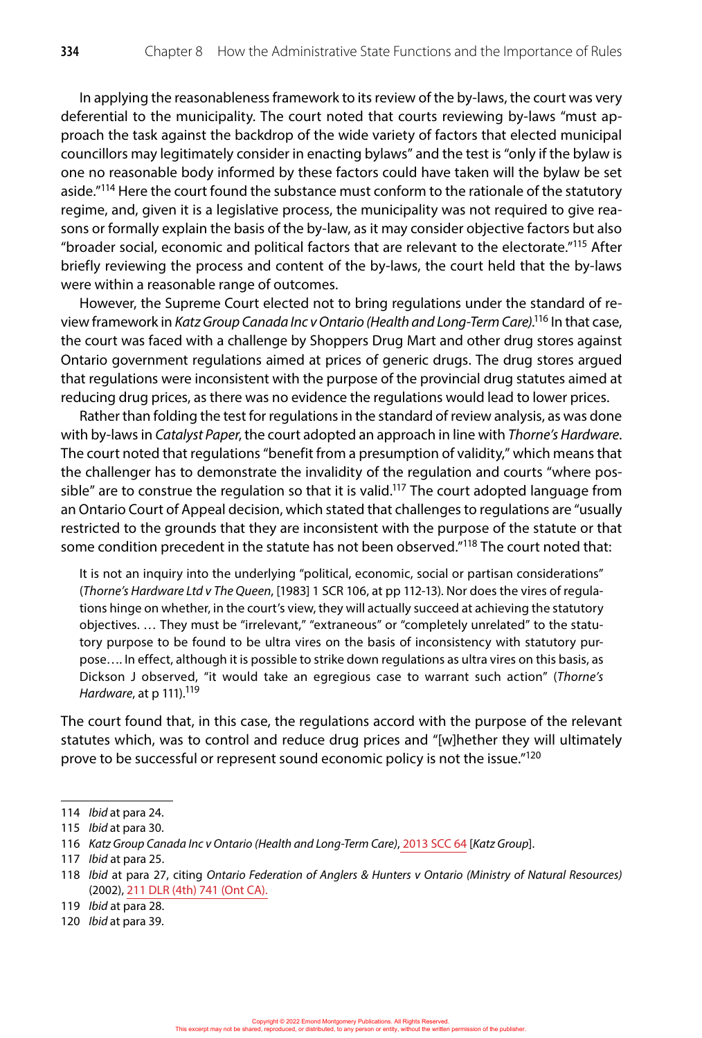In applying the reasonableness framework to its review of the by-laws, the court was very deferential to the municipality. The court noted that courts reviewing by-laws "must approach the task against the backdrop of the wide variety of factors that elected municipal councillors may legitimately consider in enacting bylaws" and the test is "only if the bylaw is one no reasonable body informed by these factors could have taken will the bylaw be set aside."[114] Here the court found the substance must conform to the rationale of the statutory regime, and, given it is a legislative process, the municipality was not required to give reasons or formally explain the basis of the by-law, as it may consider objective factors but also "broader social, economic and political factors that are relevant to the electorate."[115] After briefly reviewing the process and content of the by-laws, the court held that the by-laws were within a reasonable range of outcomes.

However, the Supreme Court elected not to bring regulations under the standard of review framework in *Katz Group Canada Inc v Ontario (Health and Long-Term Care)*.[116] In that case, the court was faced with a challenge by Shoppers Drug Mart and other drug stores against Ontario government regulations aimed at prices of generic drugs. The drug stores argued that regulations were inconsistent with the purpose of the provincial drug statutes aimed at reducing drug prices, as there was no evidence the regulations would lead to lower prices.

Rather than folding the test for regulations in the standard of review analysis, as was done with by-laws in *Catalyst Paper*, the court adopted an approach in line with *Thorne's Hardware*. The court noted that regulations "benefit from a presumption of validity," which means that the challenger has to demonstrate the invalidity of the regulation and courts "where possible" are to construe the regulation so that it is valid.[117] The court adopted language from an Ontario Court of Appeal decision, which stated that challenges to regulations are "usually restricted to the grounds that they are inconsistent with the purpose of the statute or that some condition precedent in the statute has not been observed."[118] The court noted that:

> It is not an inquiry into the underlying "political, economic, social or partisan considerations" (*Thorne's Hardware Ltd v The Queen*, [1983] 1 SCR 106, at pp 112-13). Nor does the vires of regulations hinge on whether, in the court's view, they will actually succeed at achieving the statutory objectives. … They must be "irrelevant," "extraneous" or "completely unrelated" to the statutory purpose to be found to be ultra vires on the basis of inconsistency with statutory purpose…. In effect, although it is possible to strike down regulations as ultra vires on this basis, as Dickson J observed, "it would take an egregious case to warrant such action" (*Thorne's Hardware*, at p 111).[119]

The court found that, in this case, the regulations accord with the purpose of the relevant statutes which, was to control and reduce drug prices and "[w]hether they will ultimately prove to be successful or represent sound economic policy is not the issue."[120]

---

114 *Ibid* at para 24.

115 *Ibid* at para 30.

116 *Katz Group Canada Inc v Ontario (Health and Long-Term Care)*, 2013 SCC 64 [*Katz Group*].

117 *Ibid* at para 25.

118 *Ibid* at para 27, citing *Ontario Federation of Anglers & Hunters v Ontario (Ministry of Natural Resources)* (2002), 211 DLR (4th) 741 (Ont CA).

119 *Ibid* at para 28.

120 *Ibid* at para 39.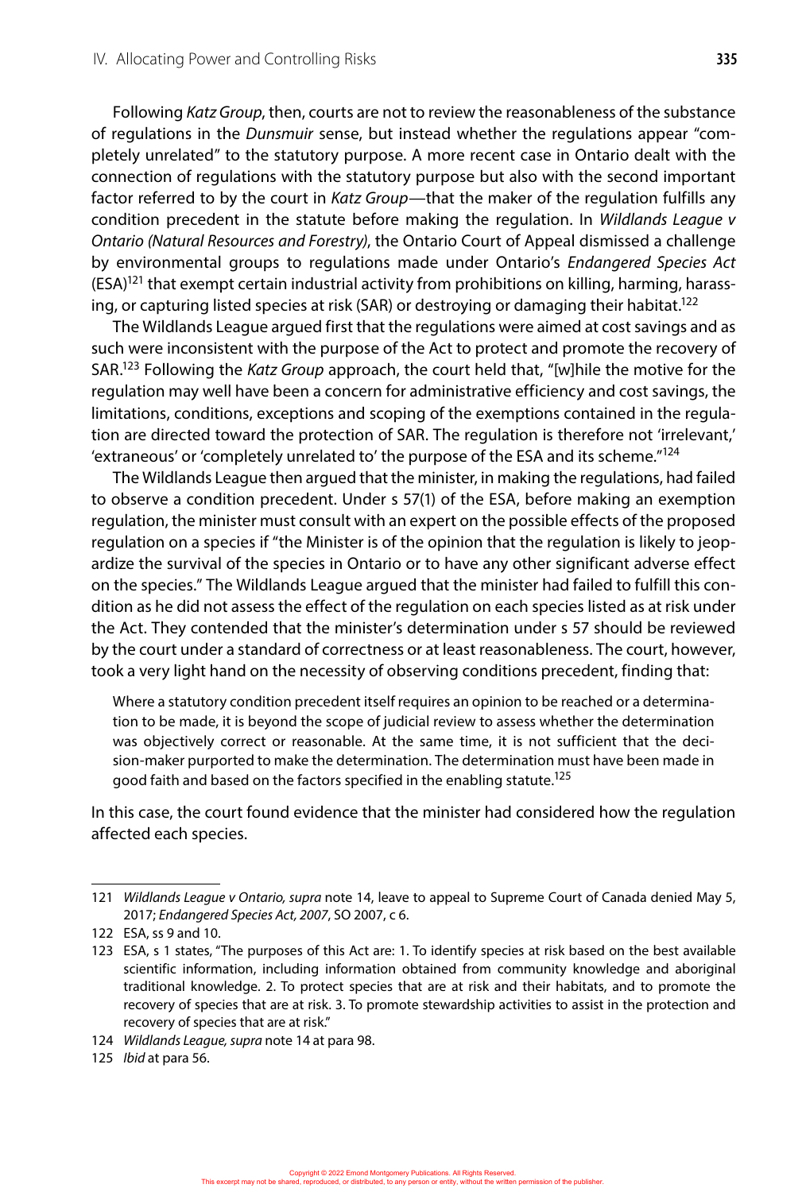Following *Katz Group*, then, courts are not to review the reasonableness of the substance of regulations in the *Dunsmuir* sense, but instead whether the regulations appear "completely unrelated" to the statutory purpose. A more recent case in Ontario dealt with the connection of regulations with the statutory purpose but also with the second important factor referred to by the court in *Katz Group*—that the maker of the regulation fulfills any condition precedent in the statute before making the regulation. In *Wildlands League v Ontario (Natural Resources and Forestry)*, the Ontario Court of Appeal dismissed a challenge by environmental groups to regulations made under Ontario's *Endangered Species Act* (ESA)[121] that exempt certain industrial activity from prohibitions on killing, harming, harassing, or capturing listed species at risk (SAR) or destroying or damaging their habitat.[122]

The Wildlands League argued first that the regulations were aimed at cost savings and as such were inconsistent with the purpose of the Act to protect and promote the recovery of SAR.[123] Following the *Katz Group* approach, the court held that, "[w]hile the motive for the regulation may well have been a concern for administrative efficiency and cost savings, the limitations, conditions, exceptions and scoping of the exemptions contained in the regulation are directed toward the protection of SAR. The regulation is therefore not 'irrelevant,' 'extraneous' or 'completely unrelated to' the purpose of the ESA and its scheme."[124]

The Wildlands League then argued that the minister, in making the regulations, had failed to observe a condition precedent. Under s 57(1) of the ESA, before making an exemption regulation, the minister must consult with an expert on the possible effects of the proposed regulation on a species if "the Minister is of the opinion that the regulation is likely to jeopardize the survival of the species in Ontario or to have any other significant adverse effect on the species." The Wildlands League argued that the minister had failed to fulfill this condition as he did not assess the effect of the regulation on each species listed as at risk under the Act. They contended that the minister's determination under s 57 should be reviewed by the court under a standard of correctness or at least reasonableness. The court, however, took a very light hand on the necessity of observing conditions precedent, finding that:

> Where a statutory condition precedent itself requires an opinion to be reached or a determination to be made, it is beyond the scope of judicial review to assess whether the determination was objectively correct or reasonable. At the same time, it is not sufficient that the decision-maker purported to make the determination. The determination must have been made in good faith and based on the factors specified in the enabling statute.[125]

In this case, the court found evidence that the minister had considered how the regulation affected each species.

---

121 *Wildlands League v Ontario, supra* note 14, leave to appeal to Supreme Court of Canada denied May 5, 2017; *Endangered Species Act, 2007*, SO 2007, c 6.

122 ESA, ss 9 and 10.

123 ESA, s 1 states, "The purposes of this Act are: 1. To identify species at risk based on the best available scientific information, including information obtained from community knowledge and aboriginal traditional knowledge. 2. To protect species that are at risk and their habitats, and to promote the recovery of species that are at risk. 3. To promote stewardship activities to assist in the protection and recovery of species that are at risk."

124 *Wildlands League, supra* note 14 at para 98.

125 *Ibid* at para 56.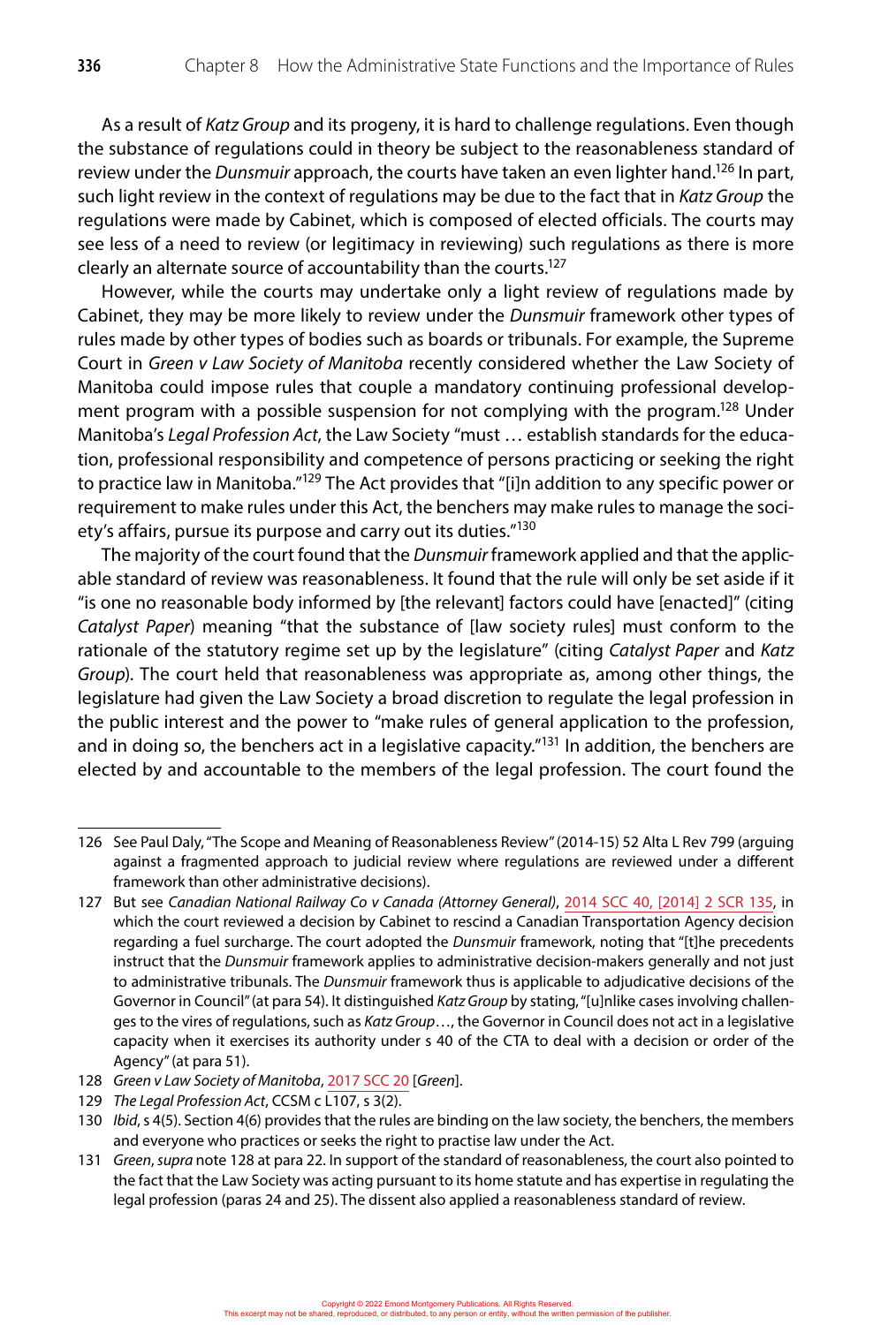As a result of *Katz Group* and its progeny, it is hard to challenge regulations. Even though the substance of regulations could in theory be subject to the reasonableness standard of review under the *Dunsmuir* approach, the courts have taken an even lighter hand.[126] In part, such light review in the context of regulations may be due to the fact that in *Katz Group* the regulations were made by Cabinet, which is composed of elected officials. The courts may see less of a need to review (or legitimacy in reviewing) such regulations as there is more clearly an alternate source of accountability than the courts.[127]

However, while the courts may undertake only a light review of regulations made by Cabinet, they may be more likely to review under the *Dunsmuir* framework other types of rules made by other types of bodies such as boards or tribunals. For example, the Supreme Court in *Green v Law Society of Manitoba* recently considered whether the Law Society of Manitoba could impose rules that couple a mandatory continuing professional development program with a possible suspension for not complying with the program.[128] Under Manitoba's *Legal Profession Act*, the Law Society "must … establish standards for the education, professional responsibility and competence of persons practicing or seeking the right to practice law in Manitoba."[129] The Act provides that "[i]n addition to any specific power or requirement to make rules under this Act, the benchers may make rules to manage the society's affairs, pursue its purpose and carry out its duties."[130]

The majority of the court found that the *Dunsmuir* framework applied and that the applicable standard of review was reasonableness. It found that the rule will only be set aside if it "is one no reasonable body informed by [the relevant] factors could have [enacted]" (citing *Catalyst Paper*) meaning "that the substance of [law society rules] must conform to the rationale of the statutory regime set up by the legislature" (citing *Catalyst Paper* and *Katz Group*). The court held that reasonableness was appropriate as, among other things, the legislature had given the Law Society a broad discretion to regulate the legal profession in the public interest and the power to "make rules of general application to the profession, and in doing so, the benchers act in a legislative capacity."[131] In addition, the benchers are elected by and accountable to the members of the legal profession. The court found the

---

126 See Paul Daly, "The Scope and Meaning of Reasonableness Review" (2014-15) 52 Alta L Rev 799 (arguing against a fragmented approach to judicial review where regulations are reviewed under a different framework than other administrative decisions).

127 But see *Canadian National Railway Co v Canada (Attorney General)*, 2014 SCC 40, [2014] 2 SCR 135, in which the court reviewed a decision by Cabinet to rescind a Canadian Transportation Agency decision regarding a fuel surcharge. The court adopted the *Dunsmuir* framework, noting that "[t]he precedents instruct that the *Dunsmuir* framework applies to administrative decision-makers generally and not just to administrative tribunals. The *Dunsmuir* framework thus is applicable to adjudicative decisions of the Governor in Council" (at para 54). It distinguished *Katz Group* by stating, "[u]nlike cases involving challenges to the vires of regulations, such as *Katz Group*…, the Governor in Council does not act in a legislative capacity when it exercises its authority under s 40 of the CTA to deal with a decision or order of the Agency" (at para 51).

128 *Green v Law Society of Manitoba*, 2017 SCC 20 [*Green*].

129 *The Legal Profession Act*, CCSM c L107, s 3(2).

130 *Ibid*, s 4(5). Section 4(6) provides that the rules are binding on the law society, the benchers, the members and everyone who practices or seeks the right to practise law under the Act.

131 *Green*, *supra* note 128 at para 22. In support of the standard of reasonableness, the court also pointed to the fact that the Law Society was acting pursuant to its home statute and has expertise in regulating the legal profession (paras 24 and 25). The dissent also applied a reasonableness standard of review.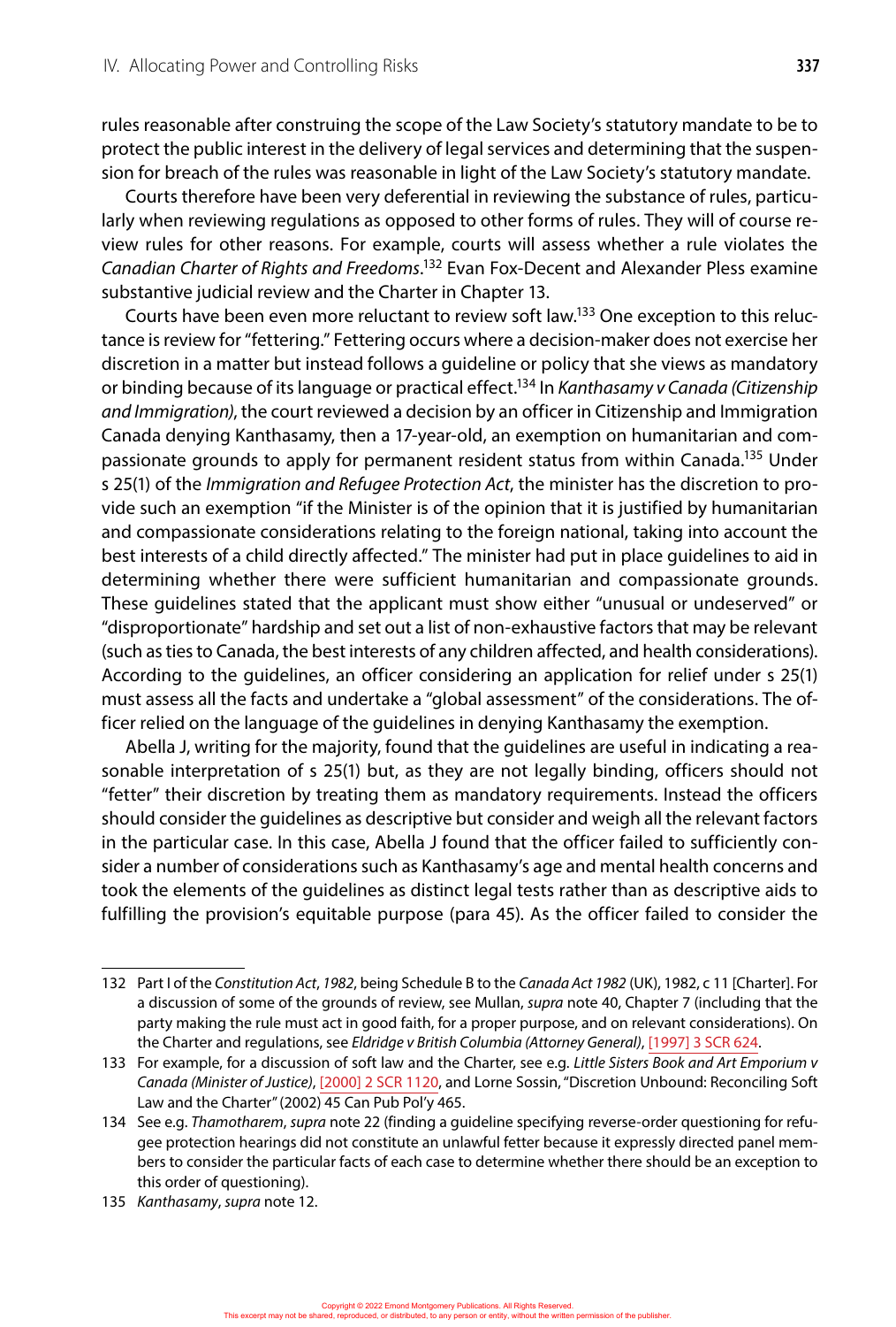rules reasonable after construing the scope of the Law Society's statutory mandate to be to protect the public interest in the delivery of legal services and determining that the suspension for breach of the rules was reasonable in light of the Law Society's statutory mandate.

Courts therefore have been very deferential in reviewing the substance of rules, particularly when reviewing regulations as opposed to other forms of rules. They will of course review rules for other reasons. For example, courts will assess whether a rule violates the *Canadian Charter of Rights and Freedoms*.[132] Evan Fox-Decent and Alexander Pless examine substantive judicial review and the Charter in Chapter 13.

Courts have been even more reluctant to review soft law.[133] One exception to this reluctance is review for "fettering." Fettering occurs where a decision-maker does not exercise her discretion in a matter but instead follows a guideline or policy that she views as mandatory or binding because of its language or practical effect.[134] In *Kanthasamy v Canada (Citizenship and Immigration)*, the court reviewed a decision by an officer in Citizenship and Immigration Canada denying Kanthasamy, then a 17-year-old, an exemption on humanitarian and compassionate grounds to apply for permanent resident status from within Canada.[135] Under s 25(1) of the *Immigration and Refugee Protection Act*, the minister has the discretion to provide such an exemption "if the Minister is of the opinion that it is justified by humanitarian and compassionate considerations relating to the foreign national, taking into account the best interests of a child directly affected." The minister had put in place guidelines to aid in determining whether there were sufficient humanitarian and compassionate grounds. These guidelines stated that the applicant must show either "unusual or undeserved" or "disproportionate" hardship and set out a list of non-exhaustive factors that may be relevant (such as ties to Canada, the best interests of any children affected, and health considerations). According to the guidelines, an officer considering an application for relief under s 25(1) must assess all the facts and undertake a "global assessment" of the considerations. The officer relied on the language of the guidelines in denying Kanthasamy the exemption.

Abella J, writing for the majority, found that the guidelines are useful in indicating a reasonable interpretation of s 25(1) but, as they are not legally binding, officers should not "fetter" their discretion by treating them as mandatory requirements. Instead the officers should consider the guidelines as descriptive but consider and weigh all the relevant factors in the particular case. In this case, Abella J found that the officer failed to sufficiently consider a number of considerations such as Kanthasamy's age and mental health concerns and took the elements of the guidelines as distinct legal tests rather than as descriptive aids to fulfilling the provision's equitable purpose (para 45). As the officer failed to consider the

---

132 Part I of the *Constitution Act, 1982*, being Schedule B to the *Canada Act 1982* (UK), 1982, c 11 [Charter]. For a discussion of some of the grounds of review, see Mullan, *supra* note 40, Chapter 7 (including that the party making the rule must act in good faith, for a proper purpose, and on relevant considerations). On the Charter and regulations, see *Eldridge v British Columbia (Attorney General)*, [1997] 3 SCR 624.

133 For example, for a discussion of soft law and the Charter, see e.g. *Little Sisters Book and Art Emporium v Canada (Minister of Justice)*, [2000] 2 SCR 1120, and Lorne Sossin, "Discretion Unbound: Reconciling Soft Law and the Charter" (2002) 45 Can Pub Pol'y 465.

134 See e.g. *Thamotharem*, *supra* note 22 (finding a guideline specifying reverse-order questioning for refugee protection hearings did not constitute an unlawful fetter because it expressly directed panel members to consider the particular facts of each case to determine whether there should be an exception to this order of questioning).

135 *Kanthasamy*, *supra* note 12.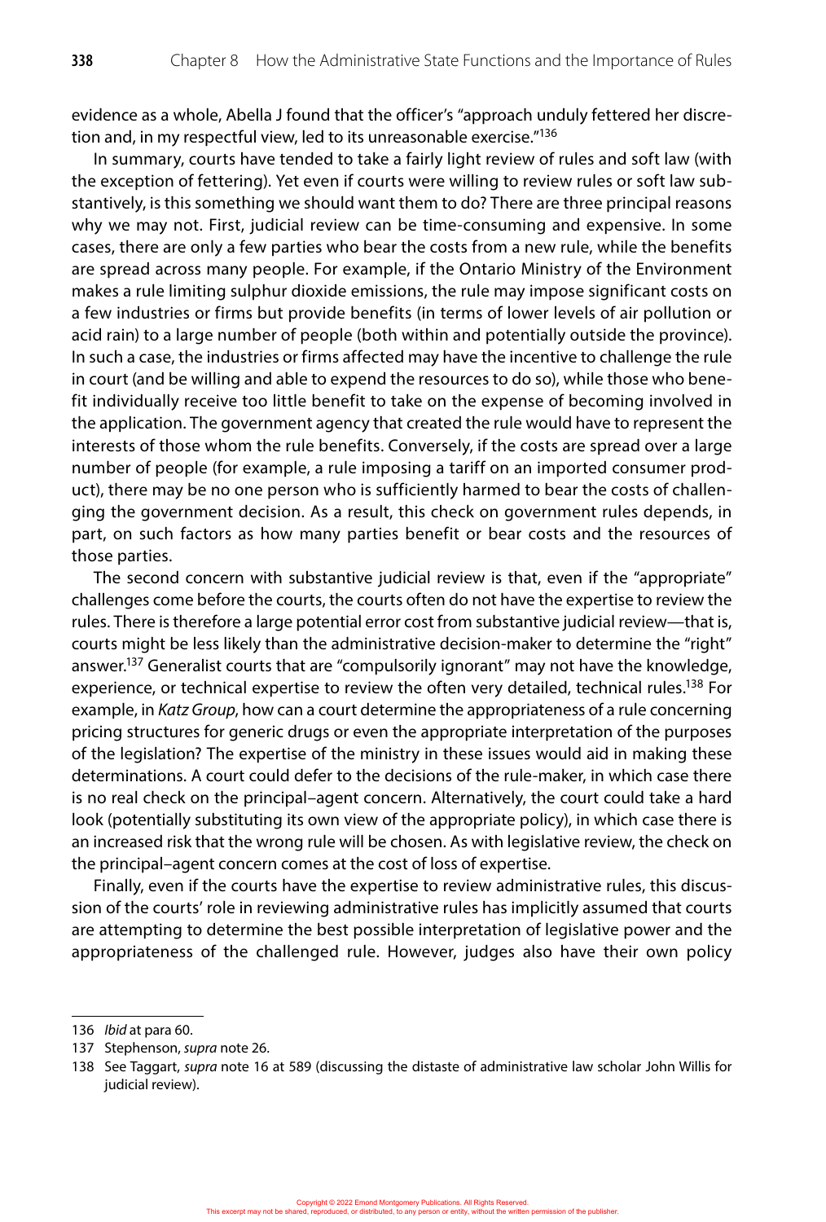evidence as a whole, Abella J found that the officer's "approach unduly fettered her discretion and, in my respectful view, led to its unreasonable exercise."[136]

In summary, courts have tended to take a fairly light review of rules and soft law (with the exception of fettering). Yet even if courts were willing to review rules or soft law substantively, is this something we should want them to do? There are three principal reasons why we may not. First, judicial review can be time-consuming and expensive. In some cases, there are only a few parties who bear the costs from a new rule, while the benefits are spread across many people. For example, if the Ontario Ministry of the Environment makes a rule limiting sulphur dioxide emissions, the rule may impose significant costs on a few industries or firms but provide benefits (in terms of lower levels of air pollution or acid rain) to a large number of people (both within and potentially outside the province). In such a case, the industries or firms affected may have the incentive to challenge the rule in court (and be willing and able to expend the resources to do so), while those who benefit individually receive too little benefit to take on the expense of becoming involved in the application. The government agency that created the rule would have to represent the interests of those whom the rule benefits. Conversely, if the costs are spread over a large number of people (for example, a rule imposing a tariff on an imported consumer product), there may be no one person who is sufficiently harmed to bear the costs of challenging the government decision. As a result, this check on government rules depends, in part, on such factors as how many parties benefit or bear costs and the resources of those parties.

The second concern with substantive judicial review is that, even if the "appropriate" challenges come before the courts, the courts often do not have the expertise to review the rules. There is therefore a large potential error cost from substantive judicial review—that is, courts might be less likely than the administrative decision-maker to determine the "right" answer.[137] Generalist courts that are "compulsorily ignorant" may not have the knowledge, experience, or technical expertise to review the often very detailed, technical rules.[138] For example, in *Katz Group*, how can a court determine the appropriateness of a rule concerning pricing structures for generic drugs or even the appropriate interpretation of the purposes of the legislation? The expertise of the ministry in these issues would aid in making these determinations. A court could defer to the decisions of the rule-maker, in which case there is no real check on the principal–agent concern. Alternatively, the court could take a hard look (potentially substituting its own view of the appropriate policy), in which case there is an increased risk that the wrong rule will be chosen. As with legislative review, the check on the principal–agent concern comes at the cost of loss of expertise.

Finally, even if the courts have the expertise to review administrative rules, this discussion of the courts' role in reviewing administrative rules has implicitly assumed that courts are attempting to determine the best possible interpretation of legislative power and the appropriateness of the challenged rule. However, judges also have their own policy

---

136 *Ibid* at para 60.

137 Stephenson, *supra* note 26.

138 See Taggart, *supra* note 16 at 589 (discussing the distaste of administrative law scholar John Willis for judicial review).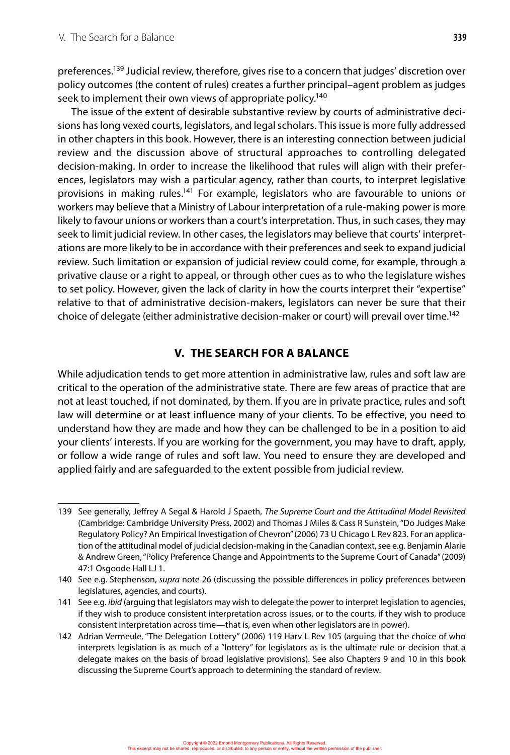preferences.[139] Judicial review, therefore, gives rise to a concern that judges' discretion over policy outcomes (the content of rules) creates a further principal–agent problem as judges seek to implement their own views of appropriate policy.[140]

The issue of the extent of desirable substantive review by courts of administrative decisions has long vexed courts, legislators, and legal scholars. This issue is more fully addressed in other chapters in this book. However, there is an interesting connection between judicial review and the discussion above of structural approaches to controlling delegated decision-making. In order to increase the likelihood that rules will align with their preferences, legislators may wish a particular agency, rather than courts, to interpret legislative provisions in making rules.[141] For example, legislators who are favourable to unions or workers may believe that a Ministry of Labour interpretation of a rule-making power is more likely to favour unions or workers than a court's interpretation. Thus, in such cases, they may seek to limit judicial review. In other cases, the legislators may believe that courts' interpretations are more likely to be in accordance with their preferences and seek to expand judicial review. Such limitation or expansion of judicial review could come, for example, through a privative clause or a right to appeal, or through other cues as to who the legislature wishes to set policy. However, given the lack of clarity in how the courts interpret their "expertise" relative to that of administrative decision-makers, legislators can never be sure that their choice of delegate (either administrative decision-maker or court) will prevail over time.[142]

## V. THE SEARCH FOR A BALANCE

While adjudication tends to get more attention in administrative law, rules and soft law are critical to the operation of the administrative state. There are few areas of practice that are not at least touched, if not dominated, by them. If you are in private practice, rules and soft law will determine or at least influence many of your clients. To be effective, you need to understand how they are made and how they can be challenged to be in a position to aid your clients' interests. If you are working for the government, you may have to draft, apply, or follow a wide range of rules and soft law. You need to ensure they are developed and applied fairly and are safeguarded to the extent possible from judicial review.

---

139 See generally, Jeffrey A Segal & Harold J Spaeth, *The Supreme Court and the Attitudinal Model Revisited* (Cambridge: Cambridge University Press, 2002) and Thomas J Miles & Cass R Sunstein, "Do Judges Make Regulatory Policy? An Empirical Investigation of Chevron" (2006) 73 U Chicago L Rev 823. For an application of the attitudinal model of judicial decision-making in the Canadian context, see e.g. Benjamin Alarie & Andrew Green, "Policy Preference Change and Appointments to the Supreme Court of Canada" (2009) 47:1 Osgoode Hall LJ 1.

140 See e.g. Stephenson, *supra* note 26 (discussing the possible differences in policy preferences between legislatures, agencies, and courts).

141 See e.g. *ibid* (arguing that legislators may wish to delegate the power to interpret legislation to agencies, if they wish to produce consistent interpretation across issues, or to the courts, if they wish to produce consistent interpretation across time—that is, even when other legislators are in power).

142 Adrian Vermeule, "The Delegation Lottery" (2006) 119 Harv L Rev 105 (arguing that the choice of who interprets legislation is as much of a "lottery" for legislators as is the ultimate rule or decision that a delegate makes on the basis of broad legislative provisions). See also Chapters 9 and 10 in this book discussing the Supreme Court's approach to determining the standard of review.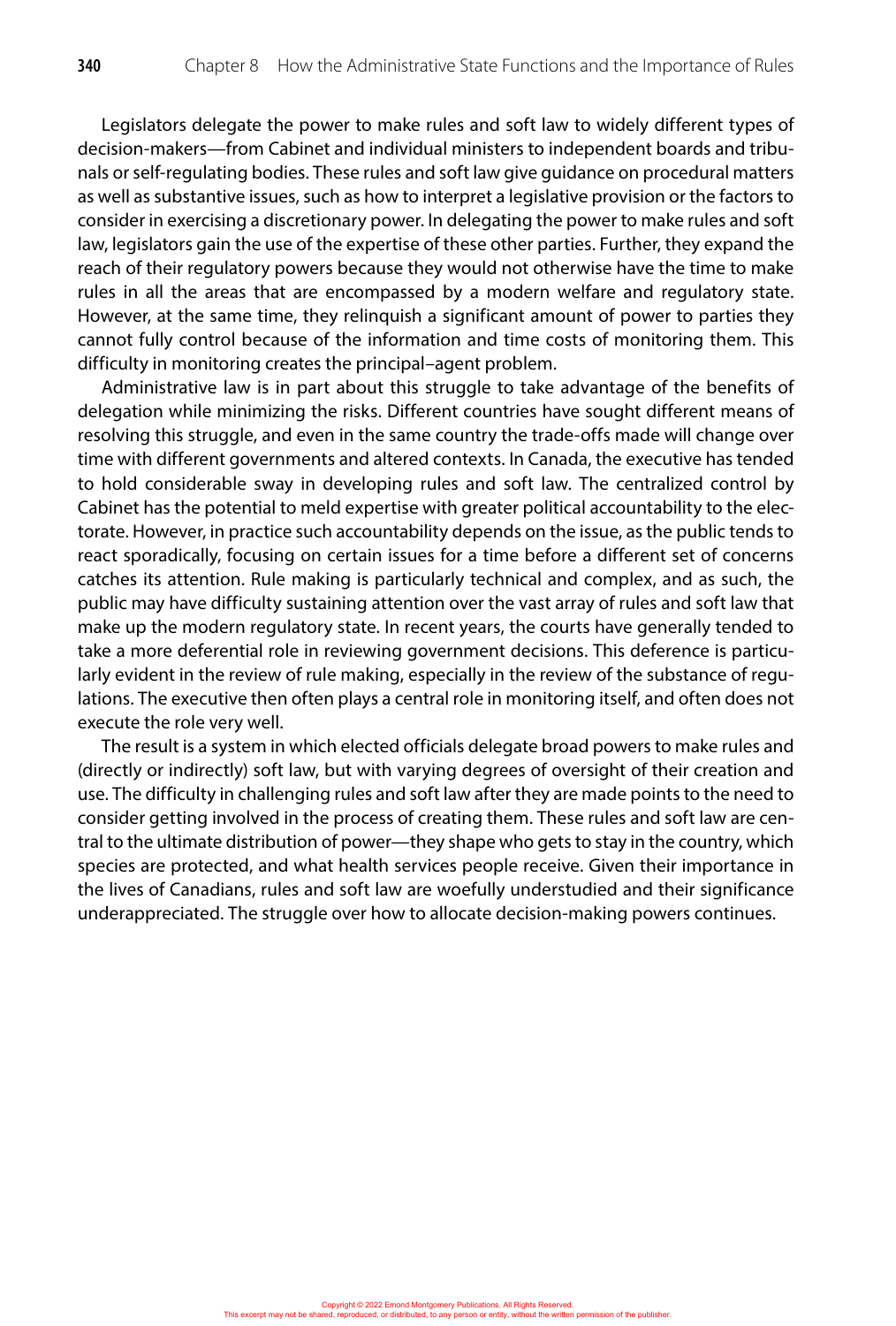Legislators delegate the power to make rules and soft law to widely different types of decision-makers—from Cabinet and individual ministers to independent boards and tribunals or self-regulating bodies. These rules and soft law give guidance on procedural matters as well as substantive issues, such as how to interpret a legislative provision or the factors to consider in exercising a discretionary power. In delegating the power to make rules and soft law, legislators gain the use of the expertise of these other parties. Further, they expand the reach of their regulatory powers because they would not otherwise have the time to make rules in all the areas that are encompassed by a modern welfare and regulatory state. However, at the same time, they relinquish a significant amount of power to parties they cannot fully control because of the information and time costs of monitoring them. This difficulty in monitoring creates the principal–agent problem.

Administrative law is in part about this struggle to take advantage of the benefits of delegation while minimizing the risks. Different countries have sought different means of resolving this struggle, and even in the same country the trade-offs made will change over time with different governments and altered contexts. In Canada, the executive has tended to hold considerable sway in developing rules and soft law. The centralized control by Cabinet has the potential to meld expertise with greater political accountability to the electorate. However, in practice such accountability depends on the issue, as the public tends to react sporadically, focusing on certain issues for a time before a different set of concerns catches its attention. Rule making is particularly technical and complex, and as such, the public may have difficulty sustaining attention over the vast array of rules and soft law that make up the modern regulatory state. In recent years, the courts have generally tended to take a more deferential role in reviewing government decisions. This deference is particularly evident in the review of rule making, especially in the review of the substance of regulations. The executive then often plays a central role in monitoring itself, and often does not execute the role very well.

The result is a system in which elected officials delegate broad powers to make rules and (directly or indirectly) soft law, but with varying degrees of oversight of their creation and use. The difficulty in challenging rules and soft law after they are made points to the need to consider getting involved in the process of creating them. These rules and soft law are central to the ultimate distribution of power—they shape who gets to stay in the country, which species are protected, and what health services people receive. Given their importance in the lives of Canadians, rules and soft law are woefully understudied and their significance underappreciated. The struggle over how to allocate decision-making powers continues.